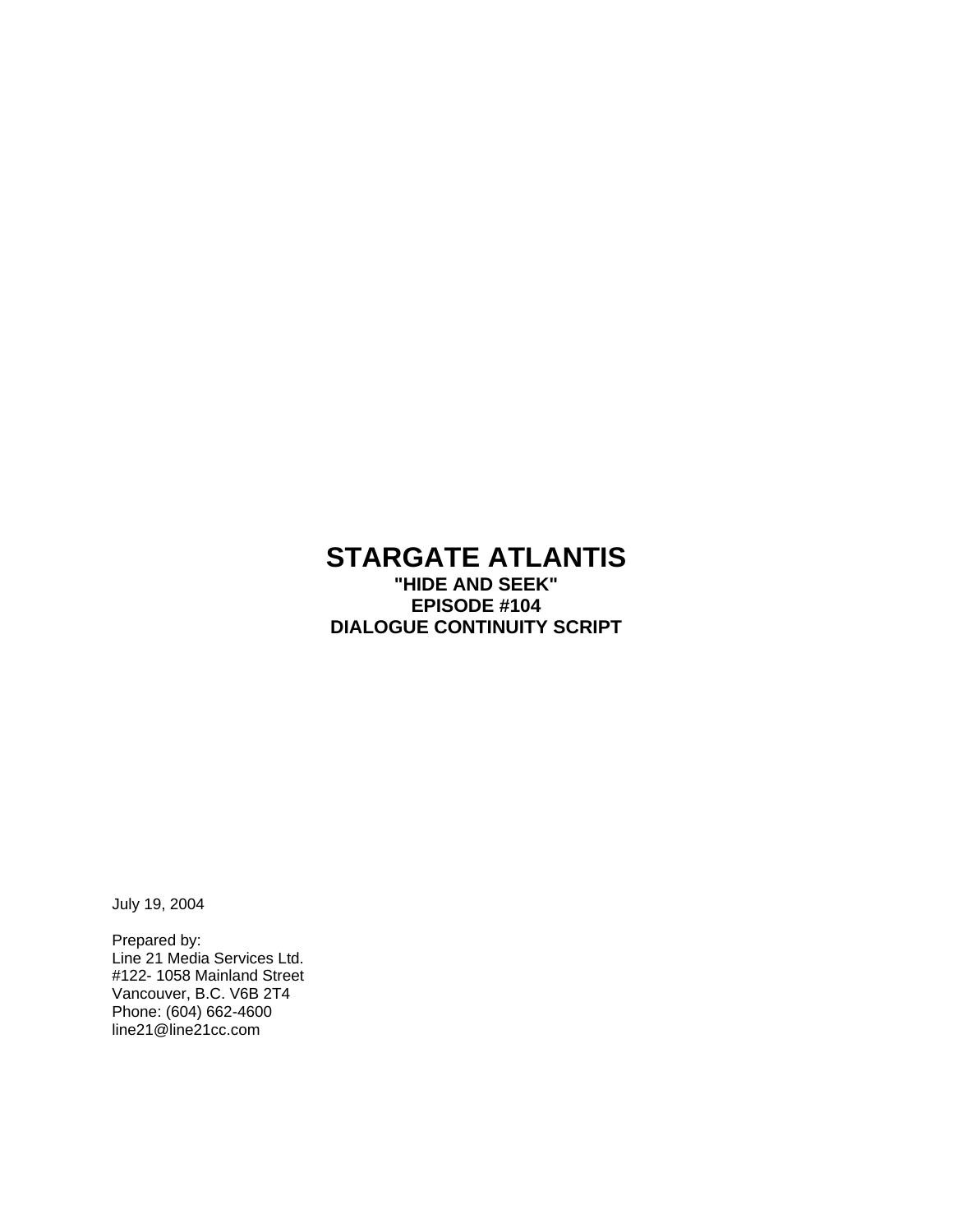# STARGATE ATLANTIS

**"HIDE AND SEEK"**
**EPISODE #104**
**DIALOGUE CONTINUITY SCRIPT**

July 19, 2004

Prepared by:
Line 21 Media Services Ltd.
#122- 1058 Mainland Street
Vancouver, B.C. V6B 2T4
Phone: (604) 662-4600
line21@line21cc.com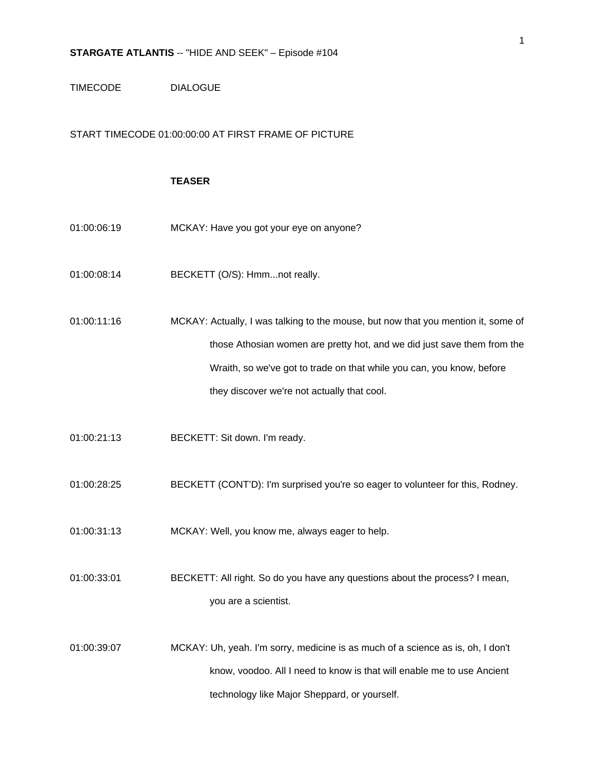**STARGATE ATLANTIS** -- "HIDE AND SEEK" – Episode #104

| TIMECODE | DIALOGUE |
| --- | --- |

START TIMECODE 01:00:00:00 AT FIRST FRAME OF PICTURE

**TEASER**

| | |
| --- | --- |
| 01:00:06:19 | MCKAY: Have you got your eye on anyone? |
| 01:00:08:14 | BECKETT (O/S): Hmm...not really. |
| 01:00:11:16 | MCKAY: Actually, I was talking to the mouse, but now that you mention it, some of those Athosian women are pretty hot, and we did just save them from the Wraith, so we've got to trade on that while you can, you know, before they discover we're not actually that cool. |
| 01:00:21:13 | BECKETT: Sit down. I'm ready. |
| 01:00:28:25 | BECKETT (CONT'D): I'm surprised you're so eager to volunteer for this, Rodney. |
| 01:00:31:13 | MCKAY: Well, you know me, always eager to help. |
| 01:00:33:01 | BECKETT: All right. So do you have any questions about the process? I mean, you are a scientist. |
| 01:00:39:07 | MCKAY: Uh, yeah. I'm sorry, medicine is as much of a science as is, oh, I don't know, voodoo. All I need to know is that will enable me to use Ancient technology like Major Sheppard, or yourself. |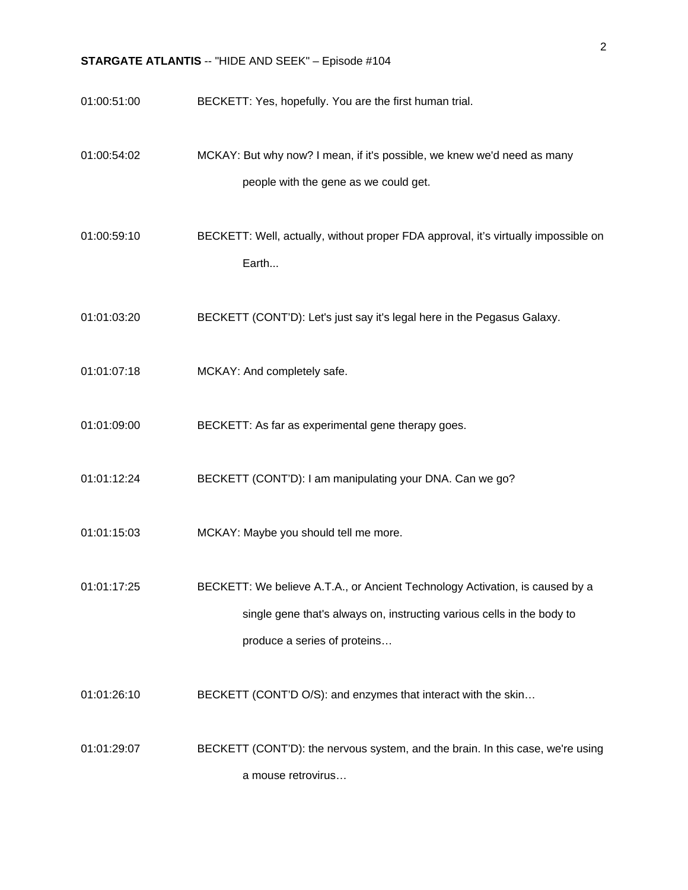01:00:51:00 BECKETT: Yes, hopefully. You are the first human trial.

01:00:54:02 MCKAY: But why now? I mean, if it's possible, we knew we'd need as many people with the gene as we could get.

01:00:59:10 BECKETT: Well, actually, without proper FDA approval, it's virtually impossible on Earth...

01:01:03:20 BECKETT (CONT'D): Let's just say it's legal here in the Pegasus Galaxy.

01:01:07:18 MCKAY: And completely safe.

01:01:09:00 BECKETT: As far as experimental gene therapy goes.

01:01:12:24 BECKETT (CONT'D): I am manipulating your DNA. Can we go?

01:01:15:03 MCKAY: Maybe you should tell me more.

01:01:17:25 BECKETT: We believe A.T.A., or Ancient Technology Activation, is caused by a single gene that's always on, instructing various cells in the body to produce a series of proteins…

01:01:26:10 BECKETT (CONT'D O/S): and enzymes that interact with the skin…

01:01:29:07 BECKETT (CONT'D): the nervous system, and the brain. In this case, we're using a mouse retrovirus…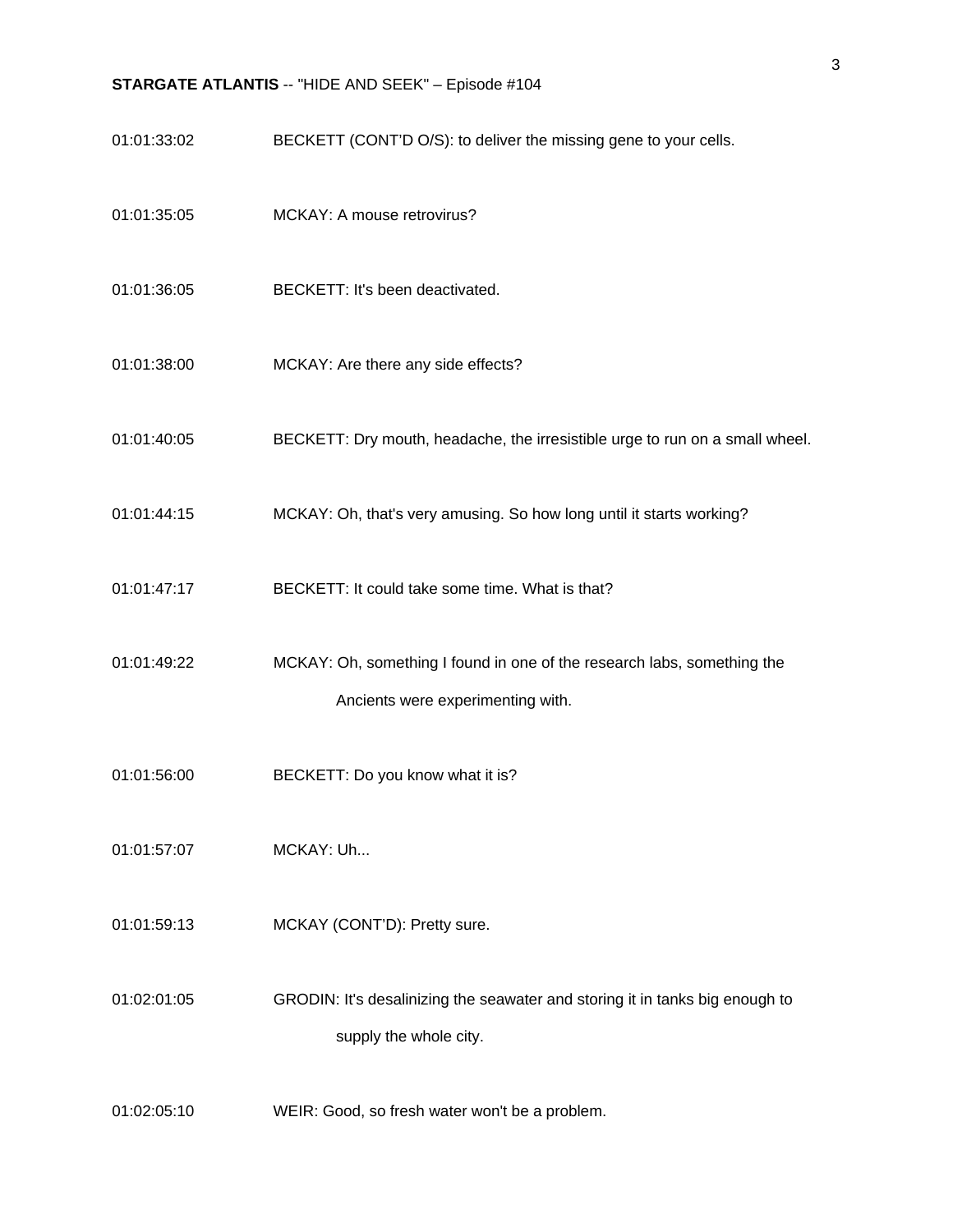01:01:33:02 BECKETT (CONT'D O/S): to deliver the missing gene to your cells.

01:01:35:05 MCKAY: A mouse retrovirus?

01:01:36:05 BECKETT: It's been deactivated.

01:01:38:00 MCKAY: Are there any side effects?

01:01:40:05 BECKETT: Dry mouth, headache, the irresistible urge to run on a small wheel.

01:01:44:15 MCKAY: Oh, that's very amusing. So how long until it starts working?

01:01:47:17 BECKETT: It could take some time. What is that?

01:01:49:22 MCKAY: Oh, something I found in one of the research labs, something the Ancients were experimenting with.

01:01:56:00 BECKETT: Do you know what it is?

01:01:57:07 MCKAY: Uh...

01:01:59:13 MCKAY (CONT'D): Pretty sure.

01:02:01:05 GRODIN: It's desalinizing the seawater and storing it in tanks big enough to supply the whole city.

01:02:05:10 WEIR: Good, so fresh water won't be a problem.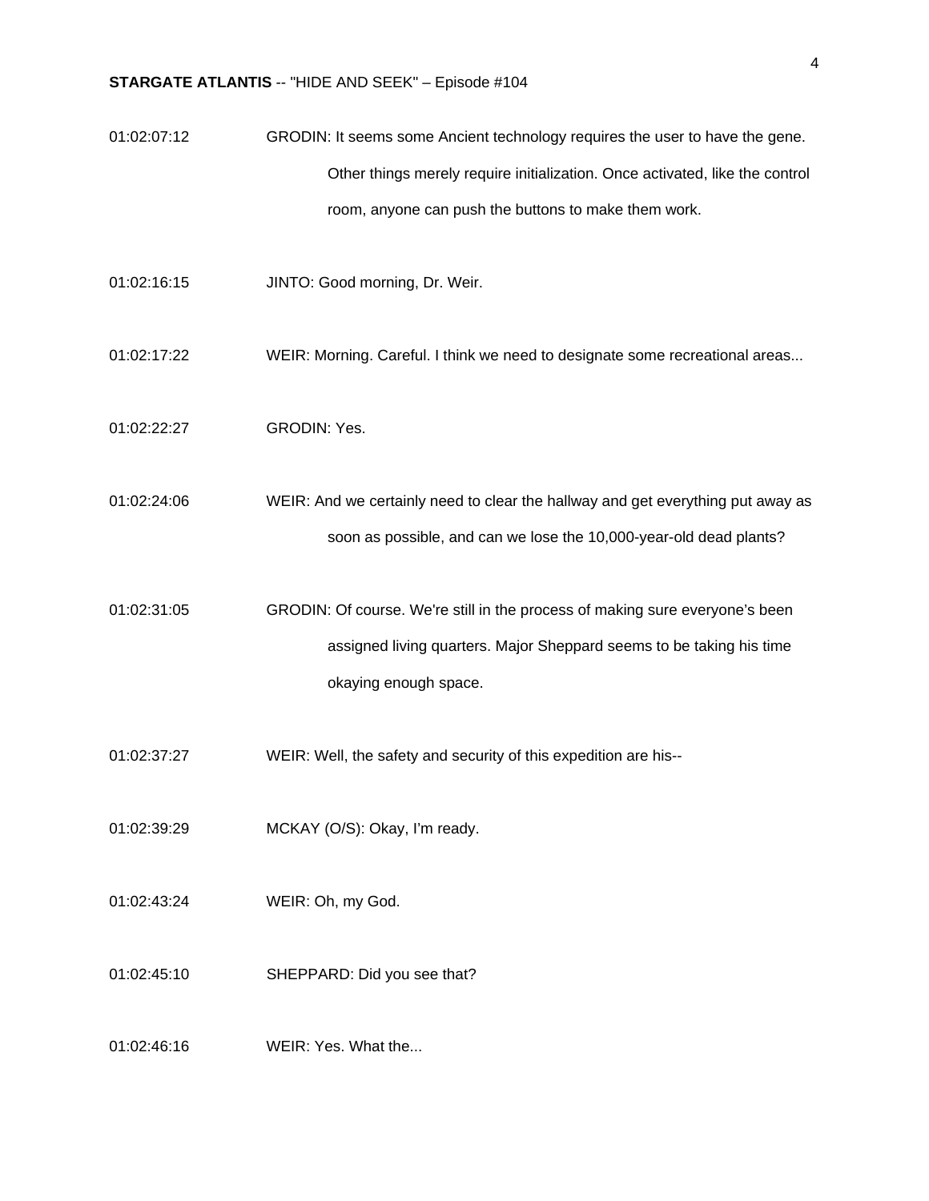01:02:07:12 GRODIN: It seems some Ancient technology requires the user to have the gene. Other things merely require initialization. Once activated, like the control room, anyone can push the buttons to make them work.

01:02:16:15 JINTO: Good morning, Dr. Weir.

01:02:17:22 WEIR: Morning. Careful. I think we need to designate some recreational areas...

01:02:22:27 GRODIN: Yes.

01:02:24:06 WEIR: And we certainly need to clear the hallway and get everything put away as soon as possible, and can we lose the 10,000-year-old dead plants?

01:02:31:05 GRODIN: Of course. We're still in the process of making sure everyone's been assigned living quarters. Major Sheppard seems to be taking his time okaying enough space.

01:02:37:27 WEIR: Well, the safety and security of this expedition are his--

01:02:39:29 MCKAY (O/S): Okay, I'm ready.

01:02:43:24 WEIR: Oh, my God.

01:02:45:10 SHEPPARD: Did you see that?

01:02:46:16 WEIR: Yes. What the...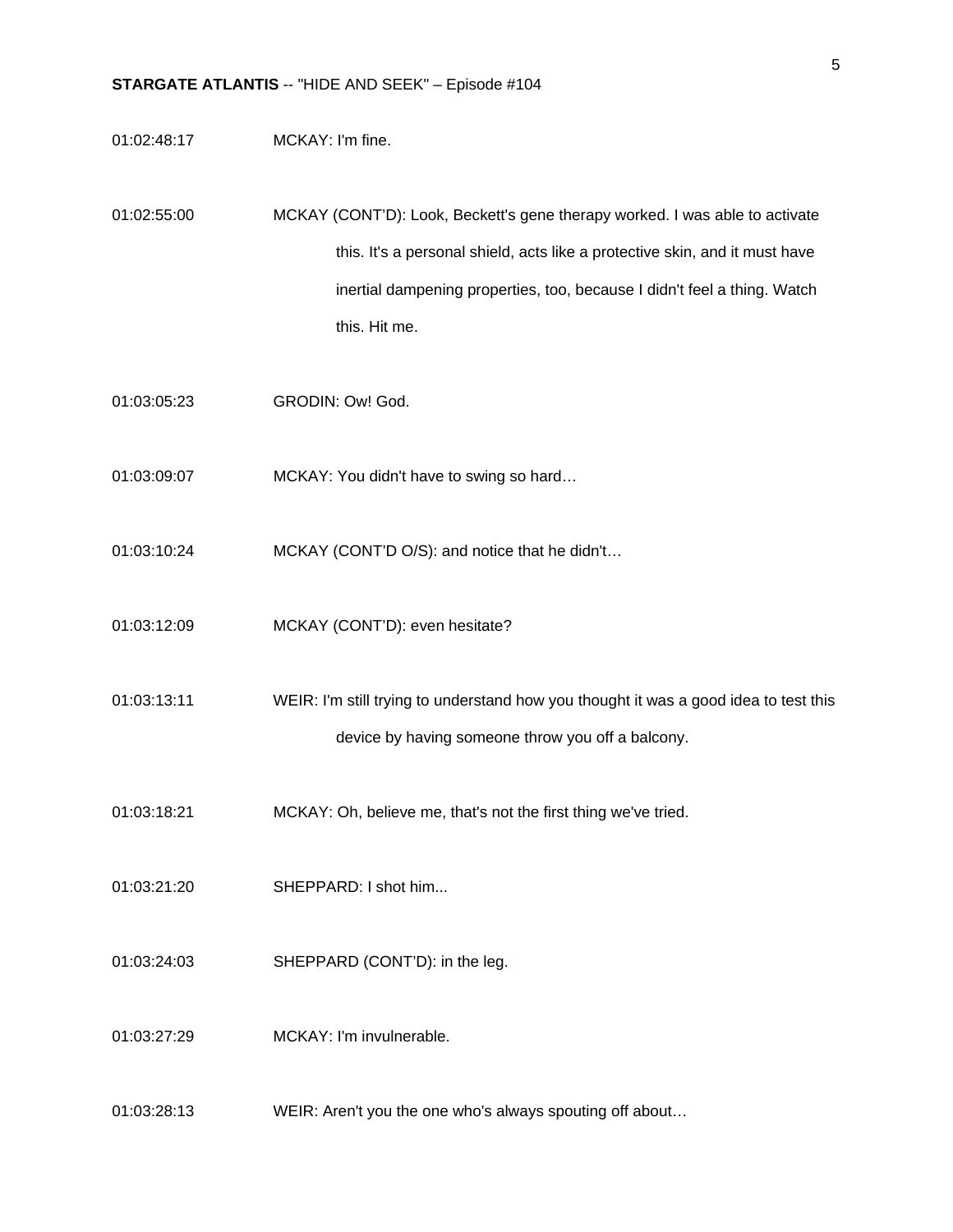01:02:48:17 MCKAY: I'm fine.

01:02:55:00 MCKAY (CONT'D): Look, Beckett's gene therapy worked. I was able to activate this. It's a personal shield, acts like a protective skin, and it must have inertial dampening properties, too, because I didn't feel a thing. Watch this. Hit me.

01:03:05:23 GRODIN: Ow! God.

01:03:09:07 MCKAY: You didn't have to swing so hard…

01:03:10:24 MCKAY (CONT'D O/S): and notice that he didn't…

01:03:12:09 MCKAY (CONT'D): even hesitate?

01:03:13:11 WEIR: I'm still trying to understand how you thought it was a good idea to test this device by having someone throw you off a balcony.

01:03:18:21 MCKAY: Oh, believe me, that's not the first thing we've tried.

01:03:21:20 SHEPPARD: I shot him...

01:03:24:03 SHEPPARD (CONT'D): in the leg.

01:03:27:29 MCKAY: I'm invulnerable.

01:03:28:13 WEIR: Aren't you the one who's always spouting off about…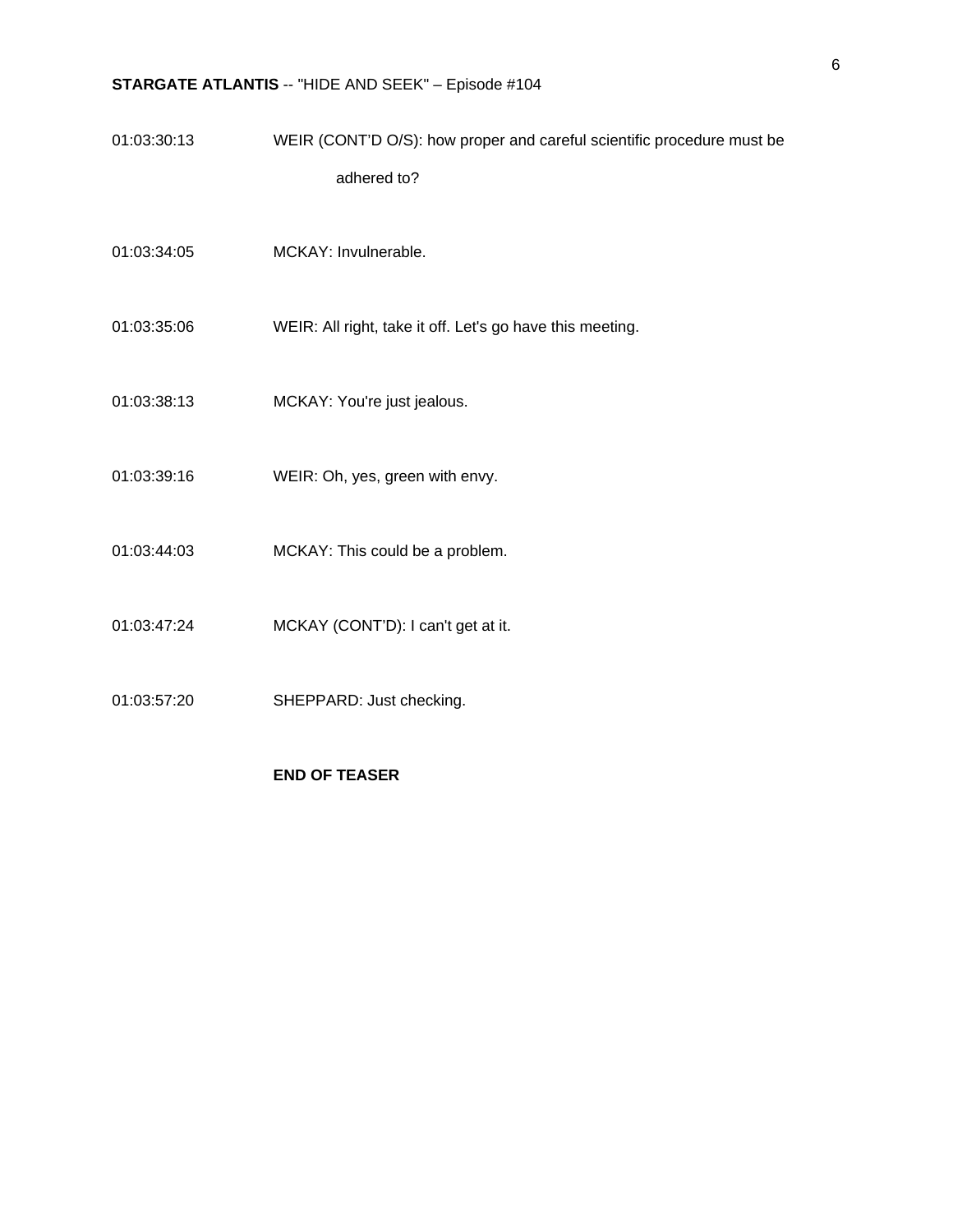01:03:30:13 WEIR (CONT'D O/S): how proper and careful scientific procedure must be adhered to?

01:03:34:05 MCKAY: Invulnerable.

01:03:35:06 WEIR: All right, take it off. Let's go have this meeting.

01:03:38:13 MCKAY: You're just jealous.

01:03:39:16 WEIR: Oh, yes, green with envy.

01:03:44:03 MCKAY: This could be a problem.

01:03:47:24 MCKAY (CONT'D): I can't get at it.

01:03:57:20 SHEPPARD: Just checking.

**END OF TEASER**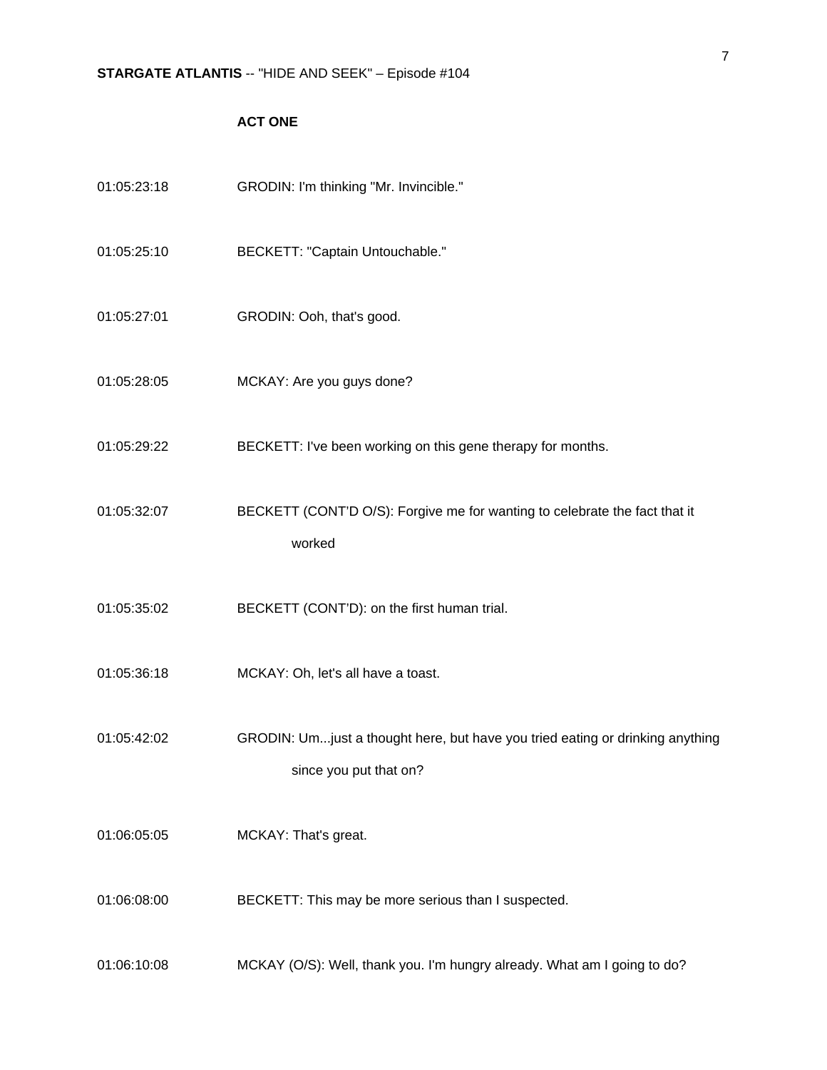**ACT ONE**

01:05:23:18 GRODIN: I'm thinking "Mr. Invincible."

01:05:25:10 BECKETT: "Captain Untouchable."

01:05:27:01 GRODIN: Ooh, that's good.

01:05:28:05 MCKAY: Are you guys done?

01:05:29:22 BECKETT: I've been working on this gene therapy for months.

01:05:32:07 BECKETT (CONT'D O/S): Forgive me for wanting to celebrate the fact that it worked

01:05:35:02 BECKETT (CONT'D): on the first human trial.

01:05:36:18 MCKAY: Oh, let's all have a toast.

01:05:42:02 GRODIN: Um...just a thought here, but have you tried eating or drinking anything since you put that on?

01:06:05:05 MCKAY: That's great.

01:06:08:00 BECKETT: This may be more serious than I suspected.

01:06:10:08 MCKAY (O/S): Well, thank you. I'm hungry already. What am I going to do?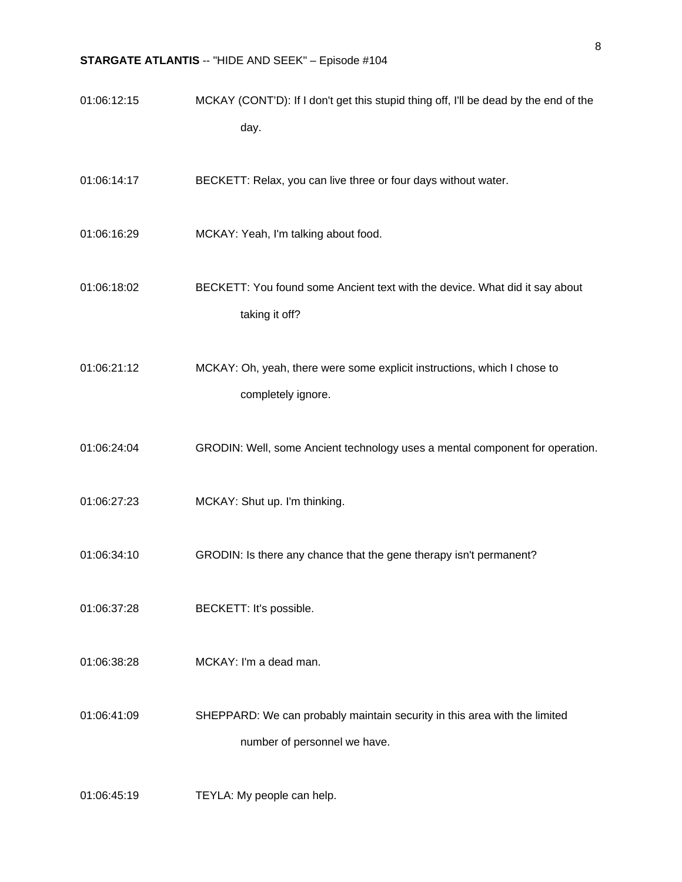01:06:12:15 MCKAY (CONT'D): If I don't get this stupid thing off, I'll be dead by the end of the day.

01:06:14:17 BECKETT: Relax, you can live three or four days without water.

01:06:16:29 MCKAY: Yeah, I'm talking about food.

01:06:18:02 BECKETT: You found some Ancient text with the device. What did it say about taking it off?

01:06:21:12 MCKAY: Oh, yeah, there were some explicit instructions, which I chose to completely ignore.

01:06:24:04 GRODIN: Well, some Ancient technology uses a mental component for operation.

01:06:27:23 MCKAY: Shut up. I'm thinking.

01:06:34:10 GRODIN: Is there any chance that the gene therapy isn't permanent?

01:06:37:28 BECKETT: It's possible.

01:06:38:28 MCKAY: I'm a dead man.

01:06:41:09 SHEPPARD: We can probably maintain security in this area with the limited number of personnel we have.

01:06:45:19 TEYLA: My people can help.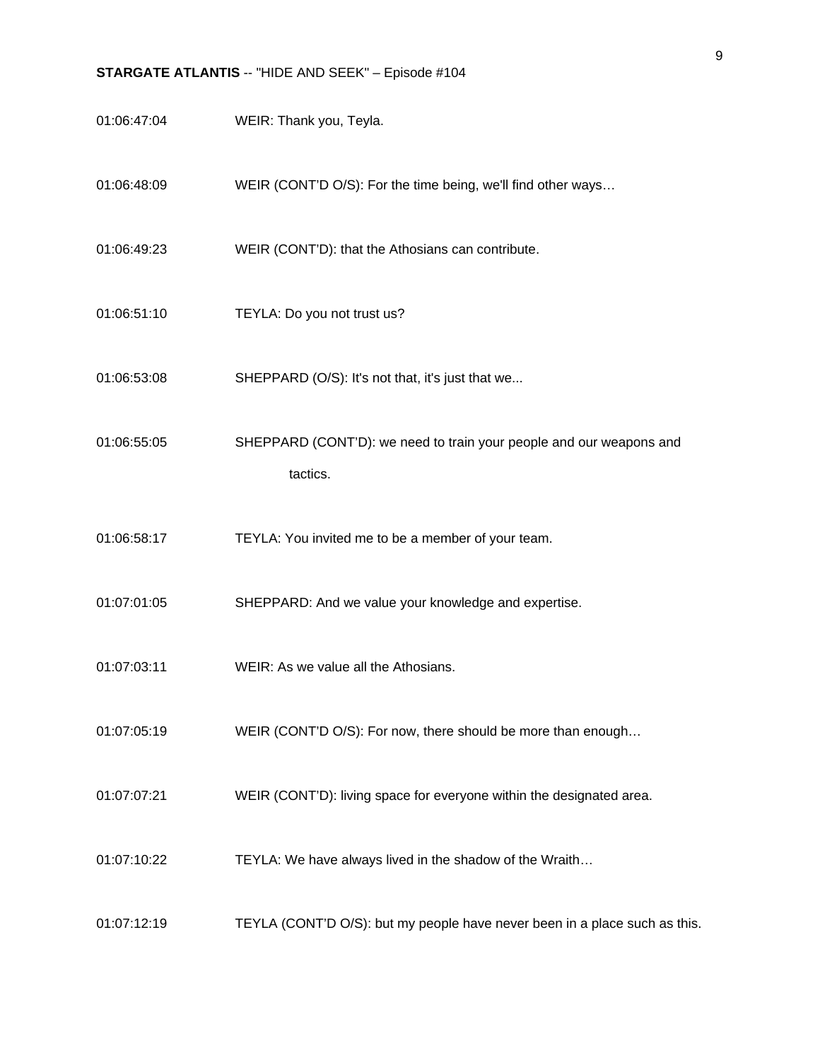01:06:47:04 WEIR: Thank you, Teyla.

01:06:48:09 WEIR (CONT'D O/S): For the time being, we'll find other ways…

01:06:49:23 WEIR (CONT'D): that the Athosians can contribute.

01:06:51:10 TEYLA: Do you not trust us?

01:06:53:08 SHEPPARD (O/S): It's not that, it's just that we...

01:06:55:05 SHEPPARD (CONT'D): we need to train your people and our weapons and tactics.

01:06:58:17 TEYLA: You invited me to be a member of your team.

01:07:01:05 SHEPPARD: And we value your knowledge and expertise.

01:07:03:11 WEIR: As we value all the Athosians.

01:07:05:19 WEIR (CONT'D O/S): For now, there should be more than enough…

01:07:07:21 WEIR (CONT'D): living space for everyone within the designated area.

01:07:10:22 TEYLA: We have always lived in the shadow of the Wraith…

01:07:12:19 TEYLA (CONT'D O/S): but my people have never been in a place such as this.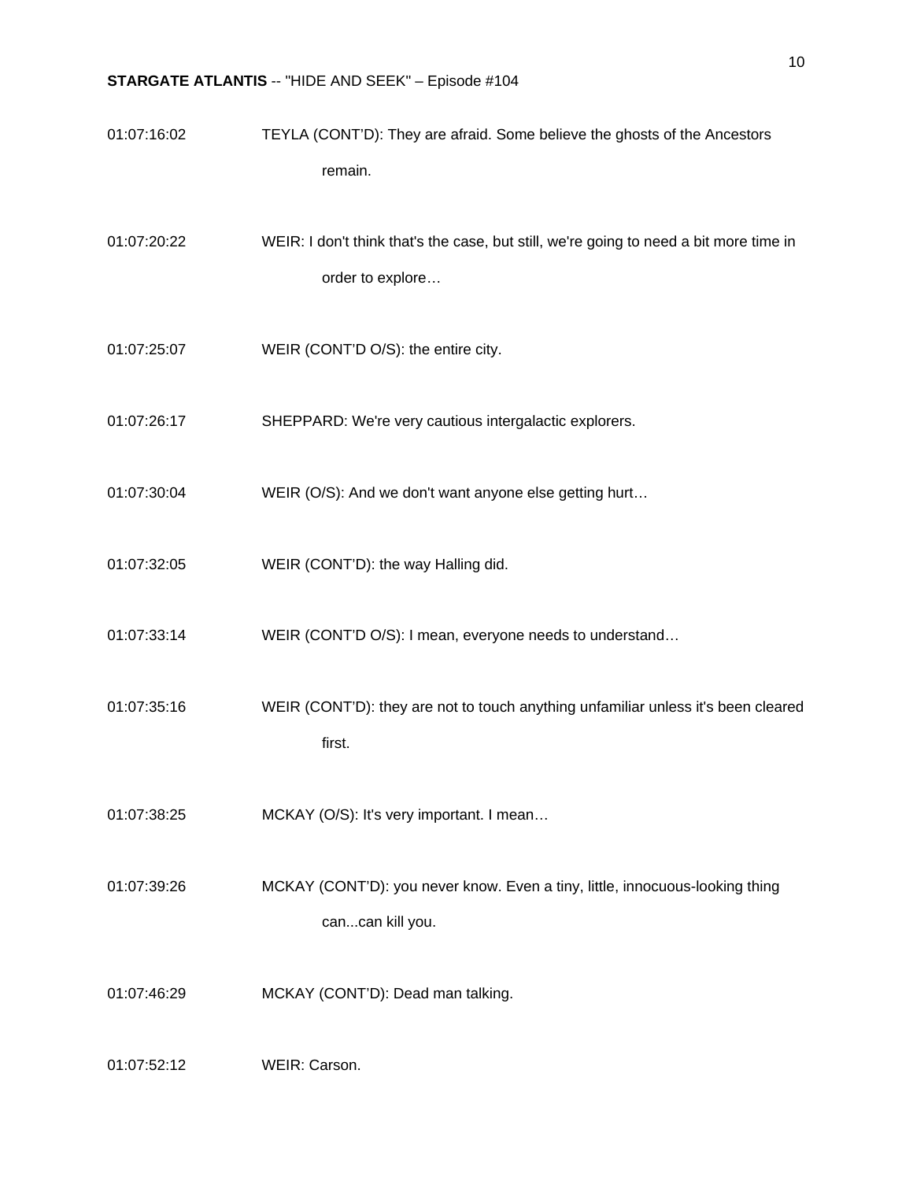01:07:16:02 TEYLA (CONT'D): They are afraid. Some believe the ghosts of the Ancestors remain.

01:07:20:22 WEIR: I don't think that's the case, but still, we're going to need a bit more time in order to explore…

01:07:25:07 WEIR (CONT'D O/S): the entire city.

01:07:26:17 SHEPPARD: We're very cautious intergalactic explorers.

01:07:30:04 WEIR (O/S): And we don't want anyone else getting hurt…

01:07:32:05 WEIR (CONT'D): the way Halling did.

01:07:33:14 WEIR (CONT'D O/S): I mean, everyone needs to understand…

01:07:35:16 WEIR (CONT'D): they are not to touch anything unfamiliar unless it's been cleared first.

01:07:38:25 MCKAY (O/S): It's very important. I mean…

01:07:39:26 MCKAY (CONT'D): you never know. Even a tiny, little, innocuous-looking thing can...can kill you.

01:07:46:29 MCKAY (CONT'D): Dead man talking.

01:07:52:12 WEIR: Carson.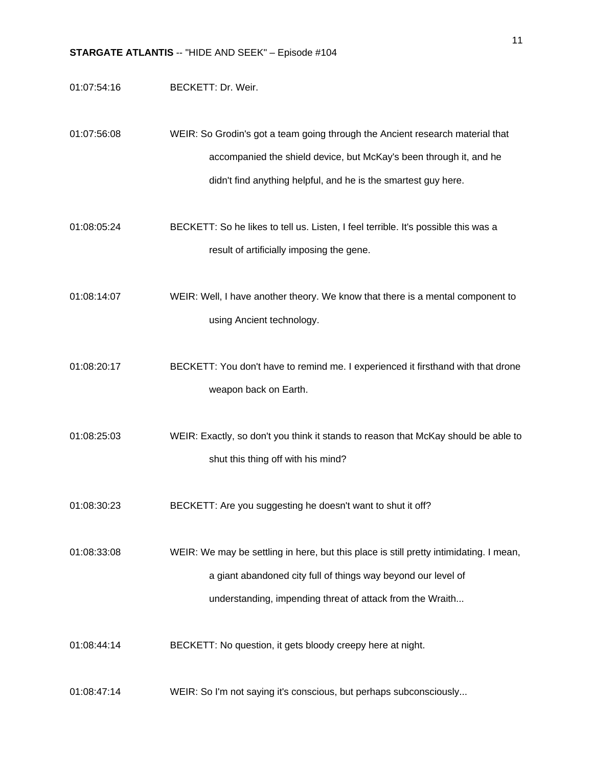01:07:54:16 BECKETT: Dr. Weir.

01:07:56:08 WEIR: So Grodin's got a team going through the Ancient research material that accompanied the shield device, but McKay's been through it, and he didn't find anything helpful, and he is the smartest guy here.

01:08:05:24 BECKETT: So he likes to tell us. Listen, I feel terrible. It's possible this was a result of artificially imposing the gene.

01:08:14:07 WEIR: Well, I have another theory. We know that there is a mental component to using Ancient technology.

01:08:20:17 BECKETT: You don't have to remind me. I experienced it firsthand with that drone weapon back on Earth.

01:08:25:03 WEIR: Exactly, so don't you think it stands to reason that McKay should be able to shut this thing off with his mind?

01:08:30:23 BECKETT: Are you suggesting he doesn't want to shut it off?

01:08:33:08 WEIR: We may be settling in here, but this place is still pretty intimidating. I mean, a giant abandoned city full of things way beyond our level of understanding, impending threat of attack from the Wraith...

01:08:44:14 BECKETT: No question, it gets bloody creepy here at night.

01:08:47:14 WEIR: So I'm not saying it's conscious, but perhaps subconsciously...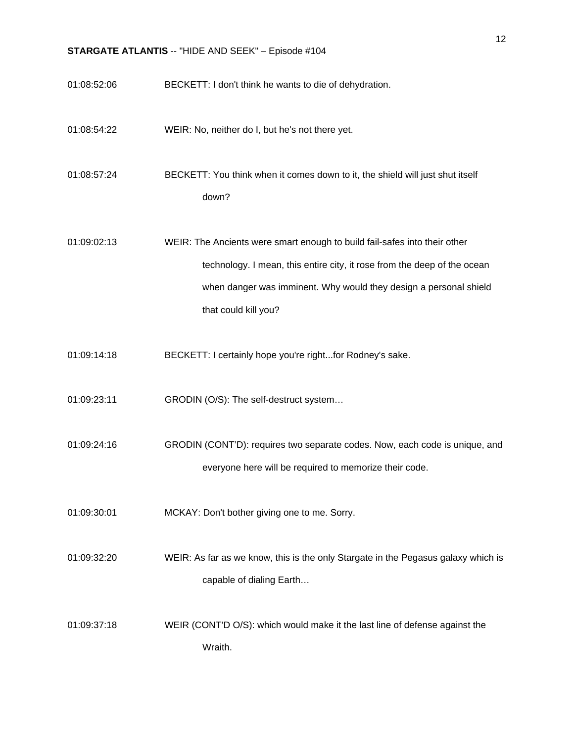01:08:52:06 BECKETT: I don't think he wants to die of dehydration.

01:08:54:22 WEIR: No, neither do I, but he's not there yet.

01:08:57:24 BECKETT: You think when it comes down to it, the shield will just shut itself down?

01:09:02:13 WEIR: The Ancients were smart enough to build fail-safes into their other technology. I mean, this entire city, it rose from the deep of the ocean when danger was imminent. Why would they design a personal shield that could kill you?

01:09:14:18 BECKETT: I certainly hope you're right...for Rodney's sake.

01:09:23:11 GRODIN (O/S): The self-destruct system…

01:09:24:16 GRODIN (CONT'D): requires two separate codes. Now, each code is unique, and everyone here will be required to memorize their code.

01:09:30:01 MCKAY: Don't bother giving one to me. Sorry.

01:09:32:20 WEIR: As far as we know, this is the only Stargate in the Pegasus galaxy which is capable of dialing Earth…

01:09:37:18 WEIR (CONT'D O/S): which would make it the last line of defense against the Wraith.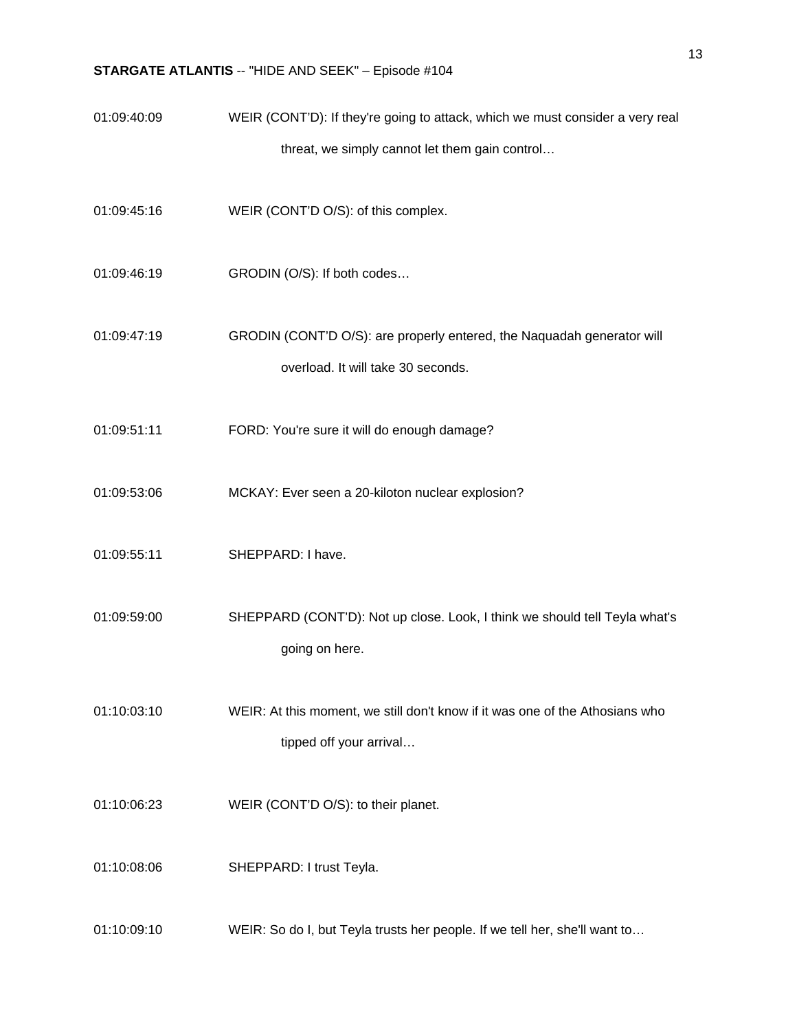01:09:40:09 WEIR (CONT'D): If they're going to attack, which we must consider a very real threat, we simply cannot let them gain control…

01:09:45:16 WEIR (CONT'D O/S): of this complex.

01:09:46:19 GRODIN (O/S): If both codes…

01:09:47:19 GRODIN (CONT'D O/S): are properly entered, the Naquadah generator will overload. It will take 30 seconds.

01:09:51:11 FORD: You're sure it will do enough damage?

01:09:53:06 MCKAY: Ever seen a 20-kiloton nuclear explosion?

01:09:55:11 SHEPPARD: I have.

01:09:59:00 SHEPPARD (CONT'D): Not up close. Look, I think we should tell Teyla what's going on here.

01:10:03:10 WEIR: At this moment, we still don't know if it was one of the Athosians who tipped off your arrival…

01:10:06:23 WEIR (CONT'D O/S): to their planet.

01:10:08:06 SHEPPARD: I trust Teyla.

01:10:09:10 WEIR: So do I, but Teyla trusts her people. If we tell her, she'll want to…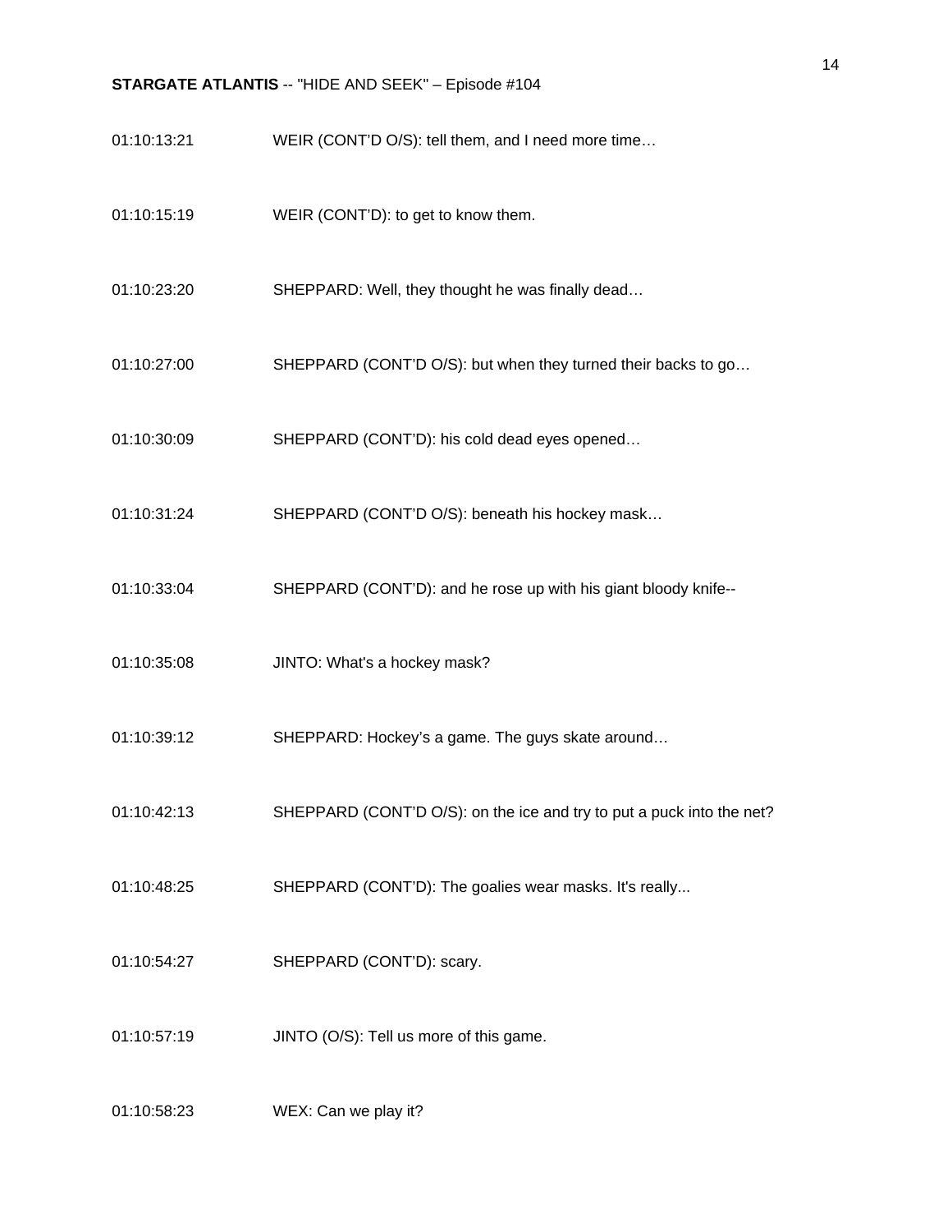01:10:13:21 WEIR (CONT'D O/S): tell them, and I need more time…

01:10:15:19 WEIR (CONT'D): to get to know them.

01:10:23:20 SHEPPARD: Well, they thought he was finally dead…

01:10:27:00 SHEPPARD (CONT'D O/S): but when they turned their backs to go…

01:10:30:09 SHEPPARD (CONT'D): his cold dead eyes opened…

01:10:31:24 SHEPPARD (CONT'D O/S): beneath his hockey mask…

01:10:33:04 SHEPPARD (CONT'D): and he rose up with his giant bloody knife--

01:10:35:08 JINTO: What's a hockey mask?

01:10:39:12 SHEPPARD: Hockey's a game. The guys skate around…

01:10:42:13 SHEPPARD (CONT'D O/S): on the ice and try to put a puck into the net?

01:10:48:25 SHEPPARD (CONT'D): The goalies wear masks. It's really...

01:10:54:27 SHEPPARD (CONT'D): scary.

01:10:57:19 JINTO (O/S): Tell us more of this game.

01:10:58:23 WEX: Can we play it?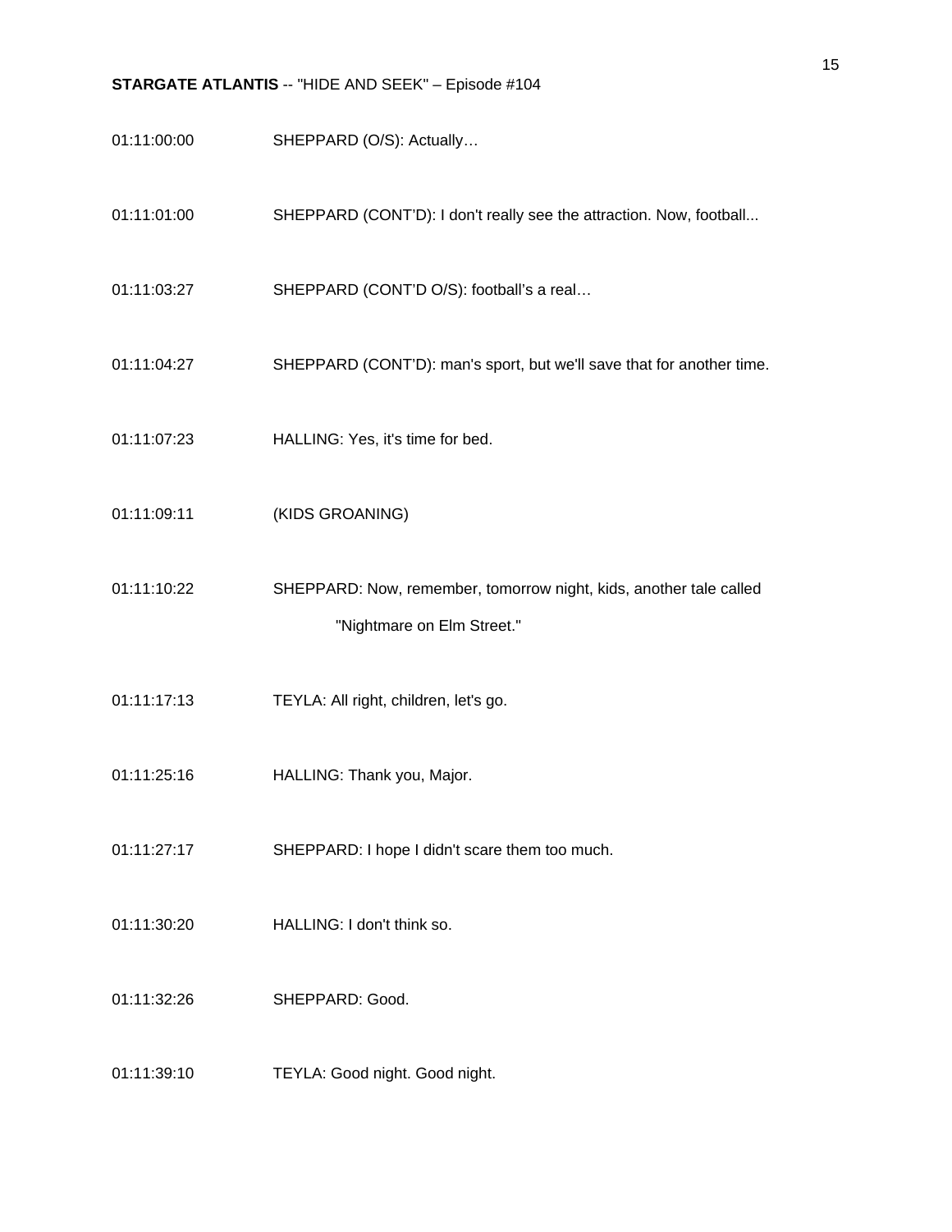01:11:00:00 SHEPPARD (O/S): Actually…

01:11:01:00 SHEPPARD (CONT'D): I don't really see the attraction. Now, football...

01:11:03:27 SHEPPARD (CONT'D O/S): football's a real…

01:11:04:27 SHEPPARD (CONT'D): man's sport, but we'll save that for another time.

01:11:07:23 HALLING: Yes, it's time for bed.

01:11:09:11 (KIDS GROANING)

01:11:10:22 SHEPPARD: Now, remember, tomorrow night, kids, another tale called "Nightmare on Elm Street."

01:11:17:13 TEYLA: All right, children, let's go.

01:11:25:16 HALLING: Thank you, Major.

01:11:27:17 SHEPPARD: I hope I didn't scare them too much.

01:11:30:20 HALLING: I don't think so.

01:11:32:26 SHEPPARD: Good.

01:11:39:10 TEYLA: Good night. Good night.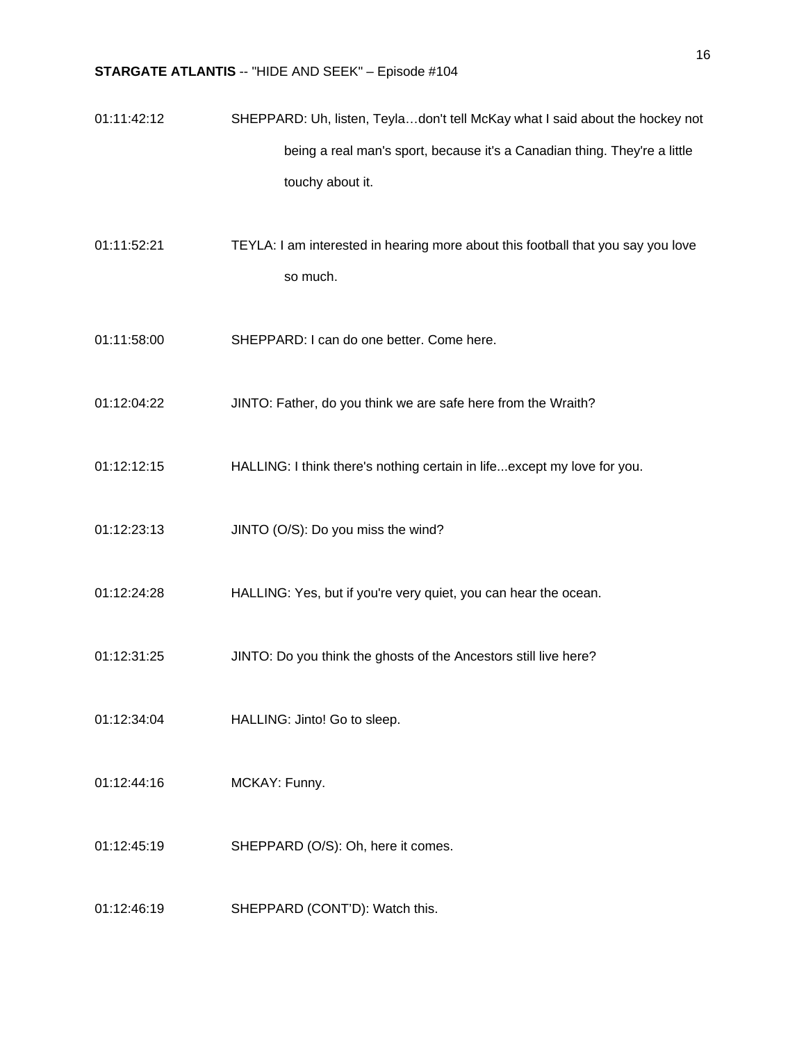01:11:42:12 SHEPPARD: Uh, listen, Teyla…don't tell McKay what I said about the hockey not being a real man's sport, because it's a Canadian thing. They're a little touchy about it.

01:11:52:21 TEYLA: I am interested in hearing more about this football that you say you love so much.

01:11:58:00 SHEPPARD: I can do one better. Come here.

01:12:04:22 JINTO: Father, do you think we are safe here from the Wraith?

01:12:12:15 HALLING: I think there's nothing certain in life...except my love for you.

01:12:23:13 JINTO (O/S): Do you miss the wind?

01:12:24:28 HALLING: Yes, but if you're very quiet, you can hear the ocean.

01:12:31:25 JINTO: Do you think the ghosts of the Ancestors still live here?

01:12:34:04 HALLING: Jinto! Go to sleep.

01:12:44:16 MCKAY: Funny.

01:12:45:19 SHEPPARD (O/S): Oh, here it comes.

01:12:46:19 SHEPPARD (CONT'D): Watch this.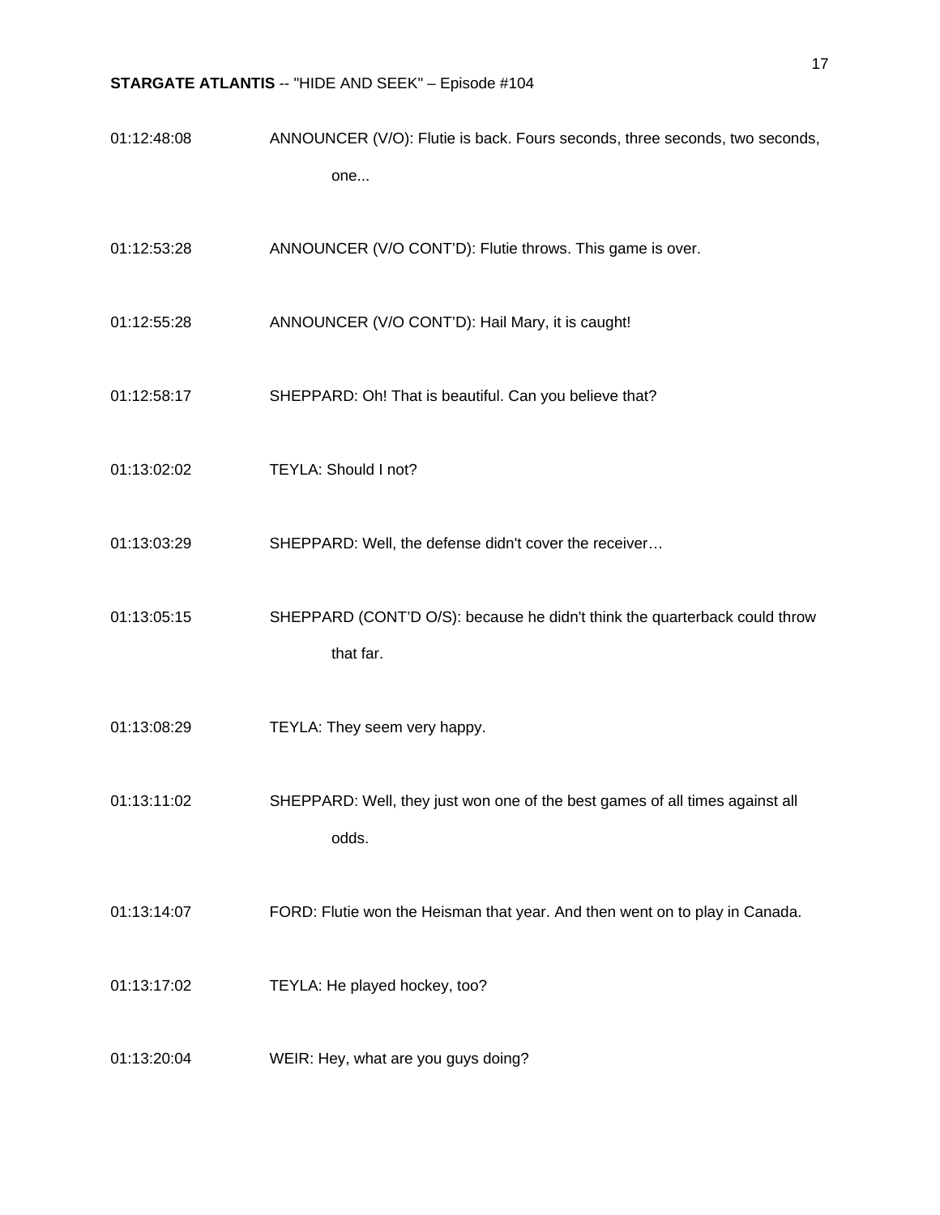01:12:48:08 ANNOUNCER (V/O): Flutie is back. Fours seconds, three seconds, two seconds, one...

01:12:53:28 ANNOUNCER (V/O CONT'D): Flutie throws. This game is over.

01:12:55:28 ANNOUNCER (V/O CONT'D): Hail Mary, it is caught!

01:12:58:17 SHEPPARD: Oh! That is beautiful. Can you believe that?

01:13:02:02 TEYLA: Should I not?

01:13:03:29 SHEPPARD: Well, the defense didn't cover the receiver…

01:13:05:15 SHEPPARD (CONT'D O/S): because he didn't think the quarterback could throw that far.

01:13:08:29 TEYLA: They seem very happy.

01:13:11:02 SHEPPARD: Well, they just won one of the best games of all times against all odds.

01:13:14:07 FORD: Flutie won the Heisman that year. And then went on to play in Canada.

01:13:17:02 TEYLA: He played hockey, too?

01:13:20:04 WEIR: Hey, what are you guys doing?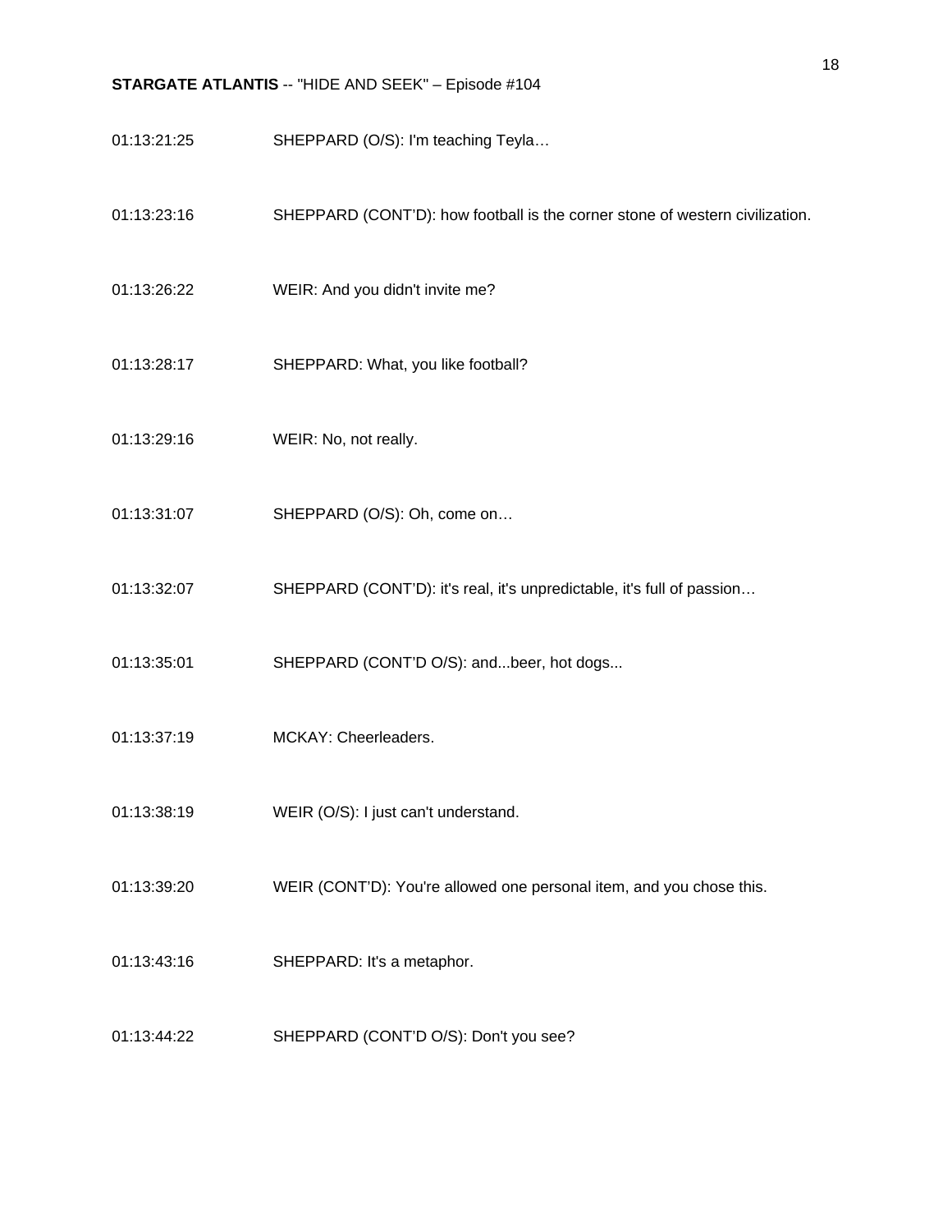01:13:21:25 SHEPPARD (O/S): I'm teaching Teyla…

01:13:23:16 SHEPPARD (CONT'D): how football is the corner stone of western civilization.

01:13:26:22 WEIR: And you didn't invite me?

01:13:28:17 SHEPPARD: What, you like football?

01:13:29:16 WEIR: No, not really.

01:13:31:07 SHEPPARD (O/S): Oh, come on…

01:13:32:07 SHEPPARD (CONT'D): it's real, it's unpredictable, it's full of passion…

01:13:35:01 SHEPPARD (CONT'D O/S): and...beer, hot dogs...

01:13:37:19 MCKAY: Cheerleaders.

01:13:38:19 WEIR (O/S): I just can't understand.

01:13:39:20 WEIR (CONT'D): You're allowed one personal item, and you chose this.

01:13:43:16 SHEPPARD: It's a metaphor.

01:13:44:22 SHEPPARD (CONT'D O/S): Don't you see?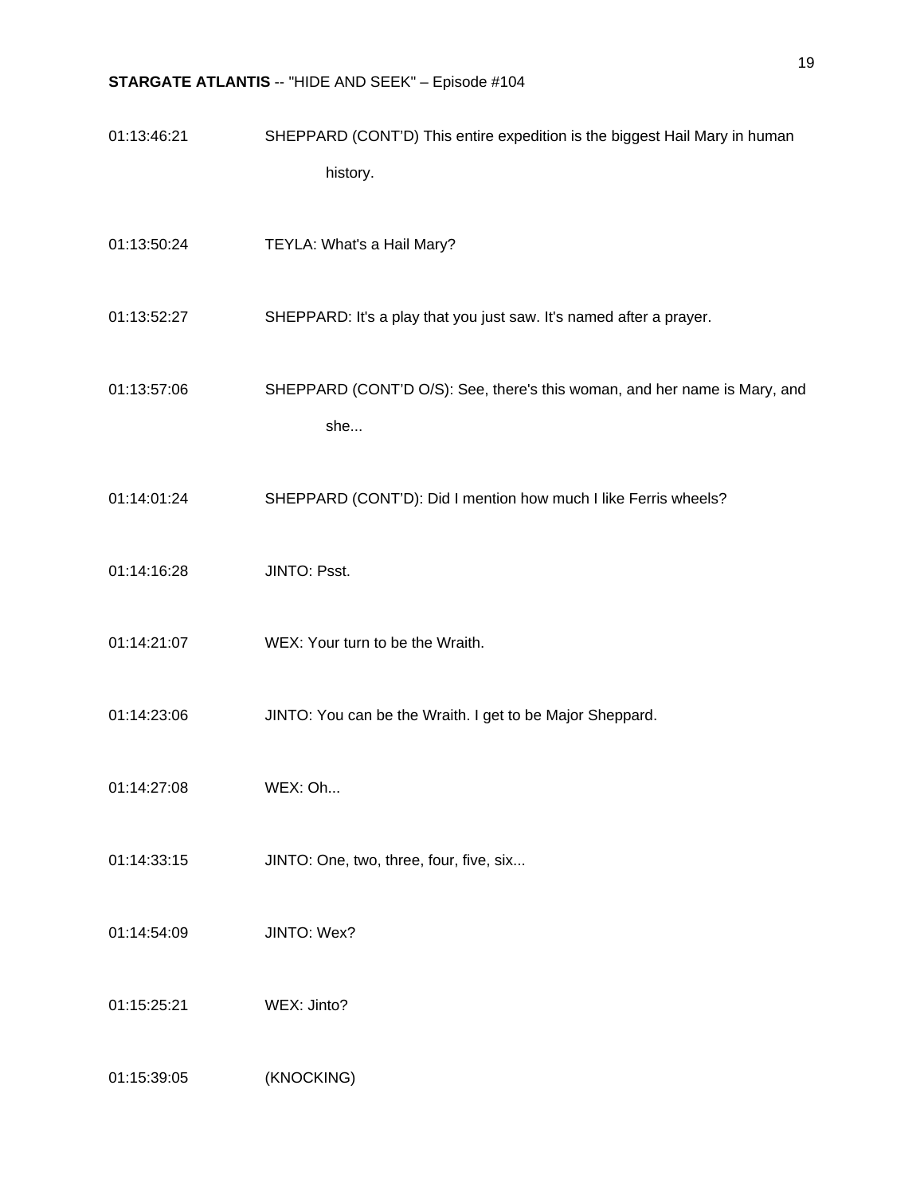01:13:46:21 SHEPPARD (CONT'D) This entire expedition is the biggest Hail Mary in human history.

01:13:50:24 TEYLA: What's a Hail Mary?

01:13:52:27 SHEPPARD: It's a play that you just saw. It's named after a prayer.

01:13:57:06 SHEPPARD (CONT'D O/S): See, there's this woman, and her name is Mary, and she...

01:14:01:24 SHEPPARD (CONT'D): Did I mention how much I like Ferris wheels?

01:14:16:28 JINTO: Psst.

01:14:21:07 WEX: Your turn to be the Wraith.

01:14:23:06 JINTO: You can be the Wraith. I get to be Major Sheppard.

01:14:27:08 WEX: Oh...

01:14:33:15 JINTO: One, two, three, four, five, six...

01:14:54:09 JINTO: Wex?

01:15:25:21 WEX: Jinto?

01:15:39:05 (KNOCKING)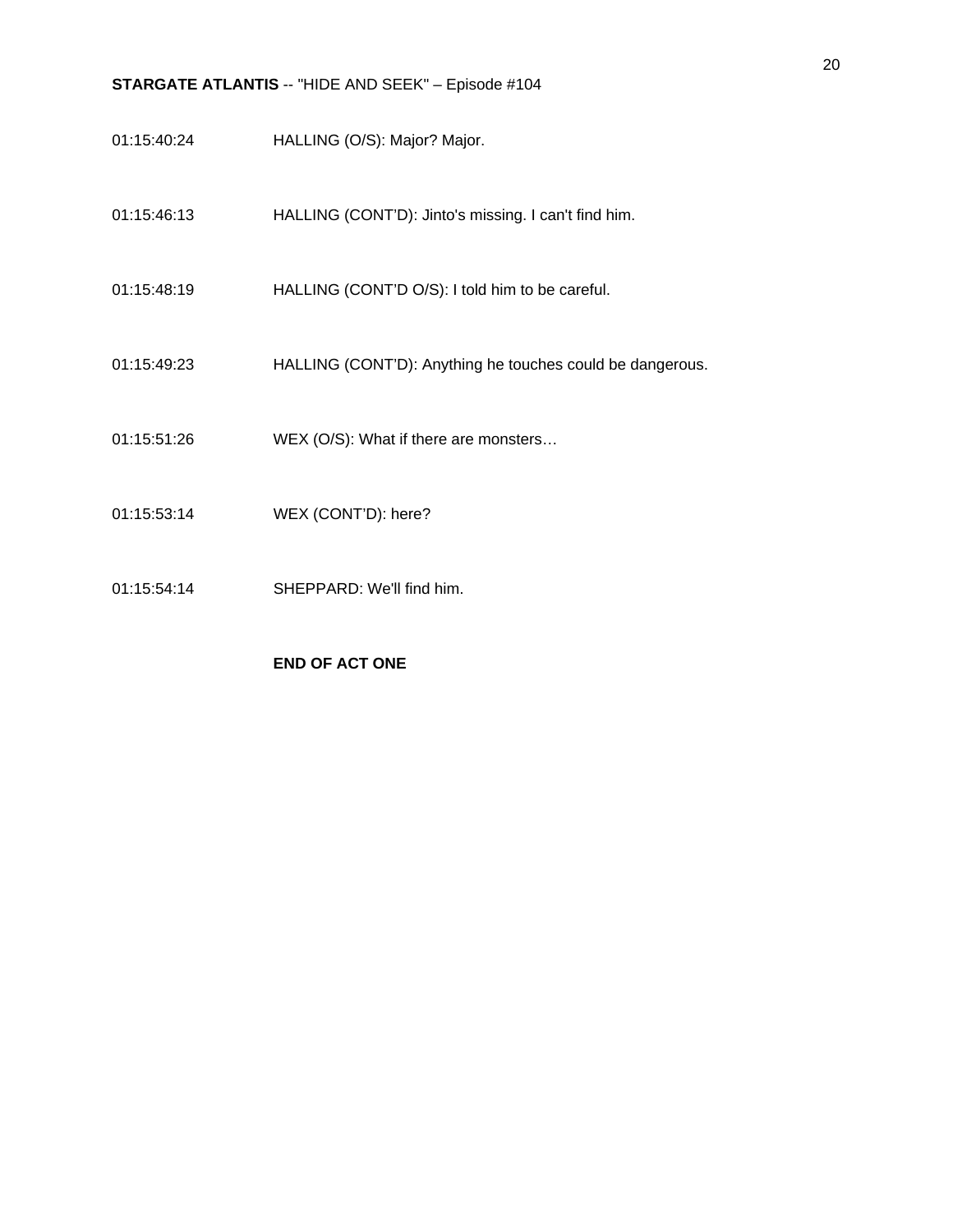01:15:40:24 HALLING (O/S): Major? Major.

01:15:46:13 HALLING (CONT'D): Jinto's missing. I can't find him.

01:15:48:19 HALLING (CONT'D O/S): I told him to be careful.

01:15:49:23 HALLING (CONT'D): Anything he touches could be dangerous.

01:15:51:26 WEX (O/S): What if there are monsters…

01:15:53:14 WEX (CONT'D): here?

01:15:54:14 SHEPPARD: We'll find him.

**END OF ACT ONE**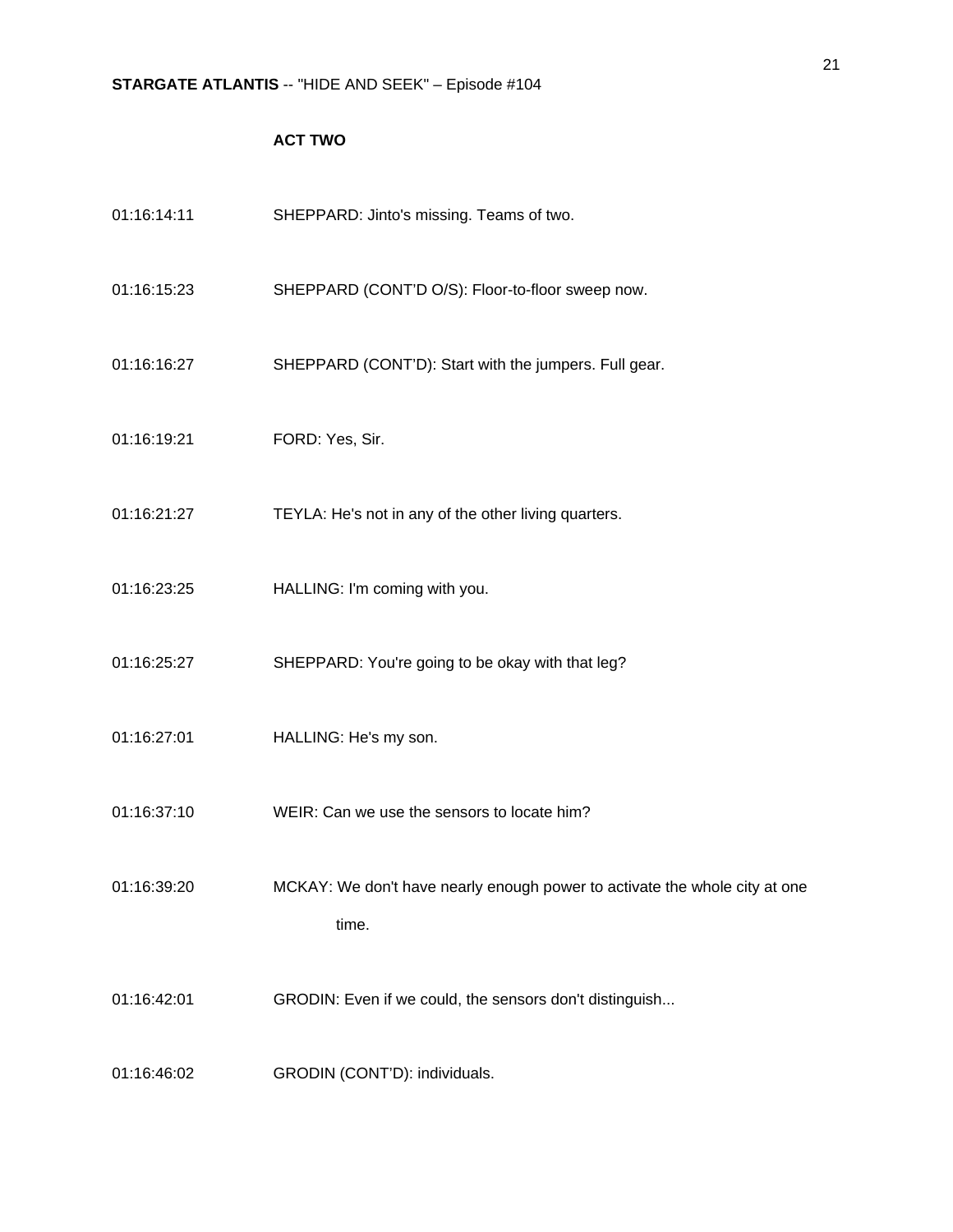**ACT TWO**

01:16:14:11 SHEPPARD: Jinto's missing. Teams of two.

01:16:15:23 SHEPPARD (CONT'D O/S): Floor-to-floor sweep now.

01:16:16:27 SHEPPARD (CONT'D): Start with the jumpers. Full gear.

01:16:19:21 FORD: Yes, Sir.

01:16:21:27 TEYLA: He's not in any of the other living quarters.

01:16:23:25 HALLING: I'm coming with you.

01:16:25:27 SHEPPARD: You're going to be okay with that leg?

01:16:27:01 HALLING: He's my son.

01:16:37:10 WEIR: Can we use the sensors to locate him?

01:16:39:20 MCKAY: We don't have nearly enough power to activate the whole city at one time.

01:16:42:01 GRODIN: Even if we could, the sensors don't distinguish...

01:16:46:02 GRODIN (CONT'D): individuals.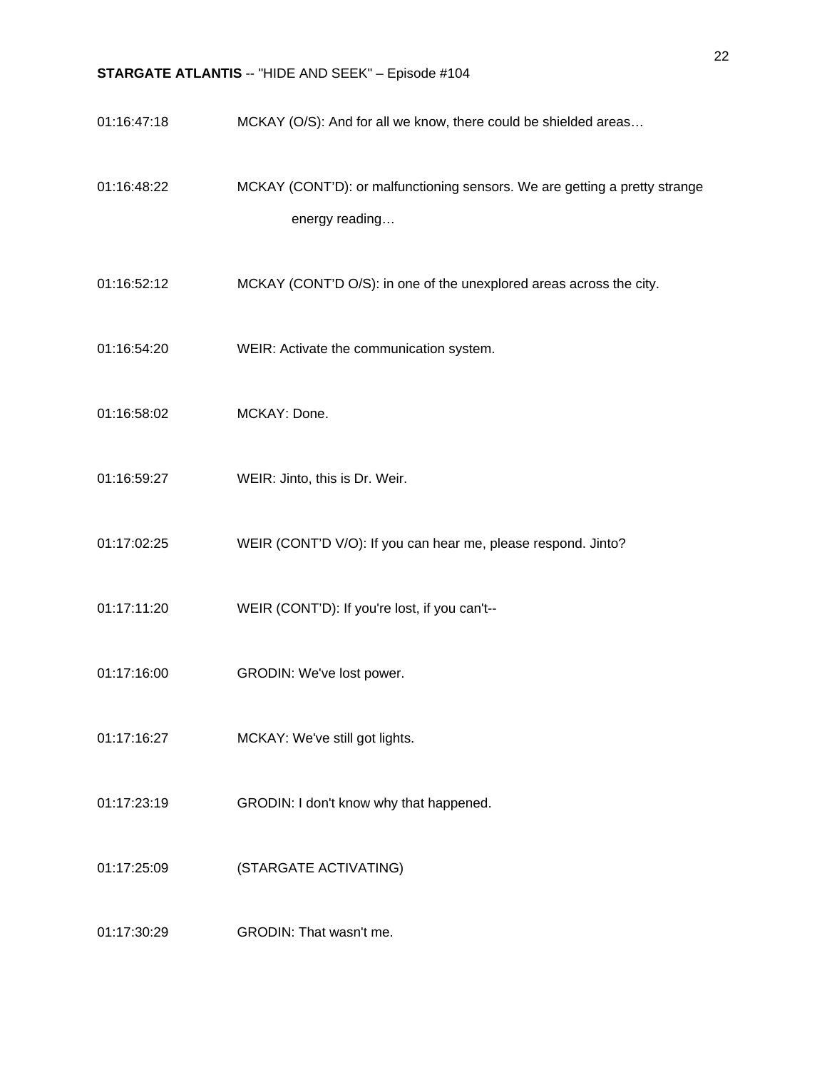01:16:47:18	MCKAY (O/S): And for all we know, there could be shielded areas…

01:16:48:22	MCKAY (CONT'D): or malfunctioning sensors. We are getting a pretty strange energy reading…

01:16:52:12	MCKAY (CONT'D O/S): in one of the unexplored areas across the city.

01:16:54:20	WEIR: Activate the communication system.

01:16:58:02	MCKAY: Done.

01:16:59:27	WEIR: Jinto, this is Dr. Weir.

01:17:02:25	WEIR (CONT'D V/O): If you can hear me, please respond. Jinto?

01:17:11:20	WEIR (CONT'D): If you're lost, if you can't--

01:17:16:00	GRODIN: We've lost power.

01:17:16:27	MCKAY: We've still got lights.

01:17:23:19	GRODIN: I don't know why that happened.

01:17:25:09	(STARGATE ACTIVATING)

01:17:30:29	GRODIN: That wasn't me.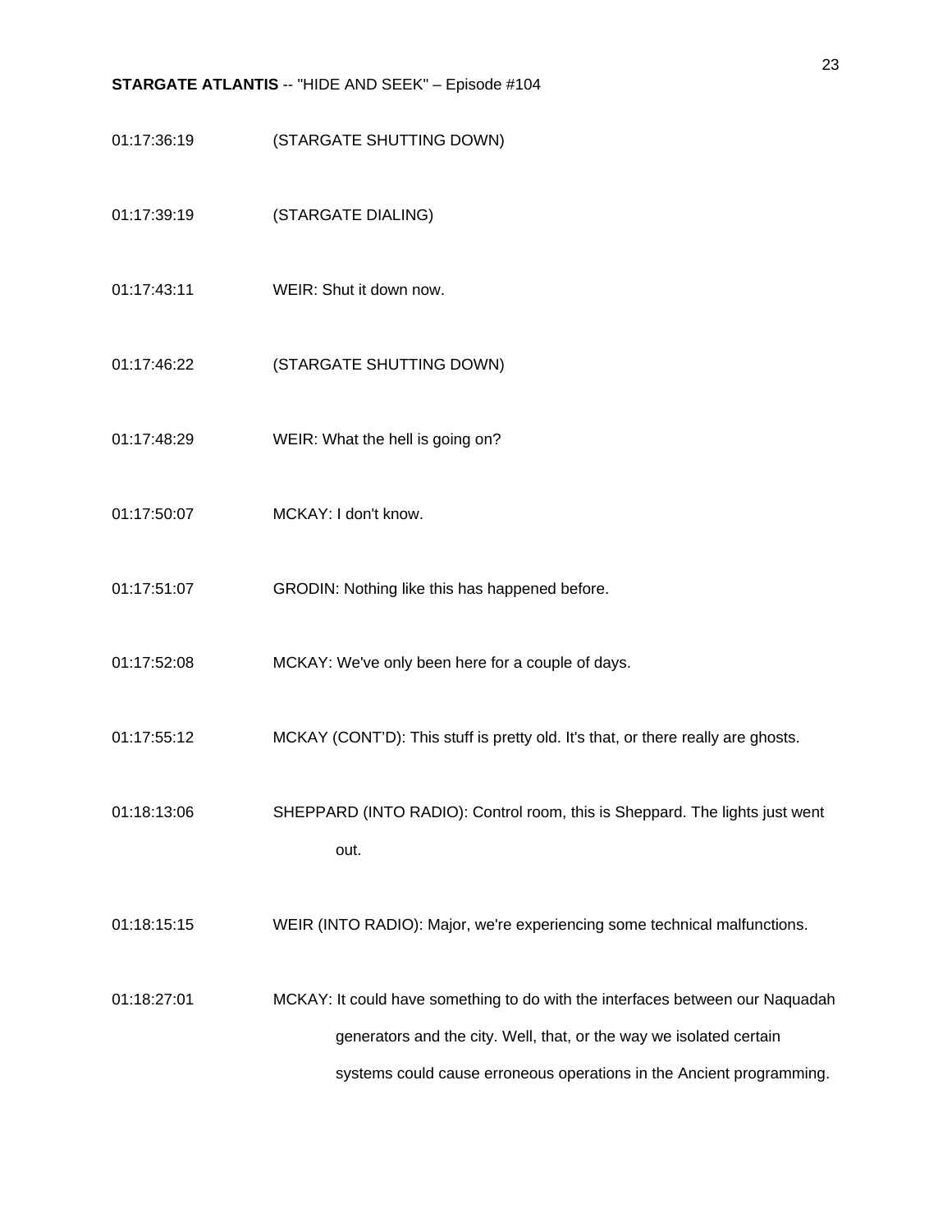01:17:36:19 (STARGATE SHUTTING DOWN)

01:17:39:19 (STARGATE DIALING)

01:17:43:11 WEIR: Shut it down now.

01:17:46:22 (STARGATE SHUTTING DOWN)

01:17:48:29 WEIR: What the hell is going on?

01:17:50:07 MCKAY: I don't know.

01:17:51:07 GRODIN: Nothing like this has happened before.

01:17:52:08 MCKAY: We've only been here for a couple of days.

01:17:55:12 MCKAY (CONT'D): This stuff is pretty old. It's that, or there really are ghosts.

01:18:13:06 SHEPPARD (INTO RADIO): Control room, this is Sheppard. The lights just went out.

01:18:15:15 WEIR (INTO RADIO): Major, we're experiencing some technical malfunctions.

01:18:27:01 MCKAY: It could have something to do with the interfaces between our Naquadah generators and the city. Well, that, or the way we isolated certain systems could cause erroneous operations in the Ancient programming.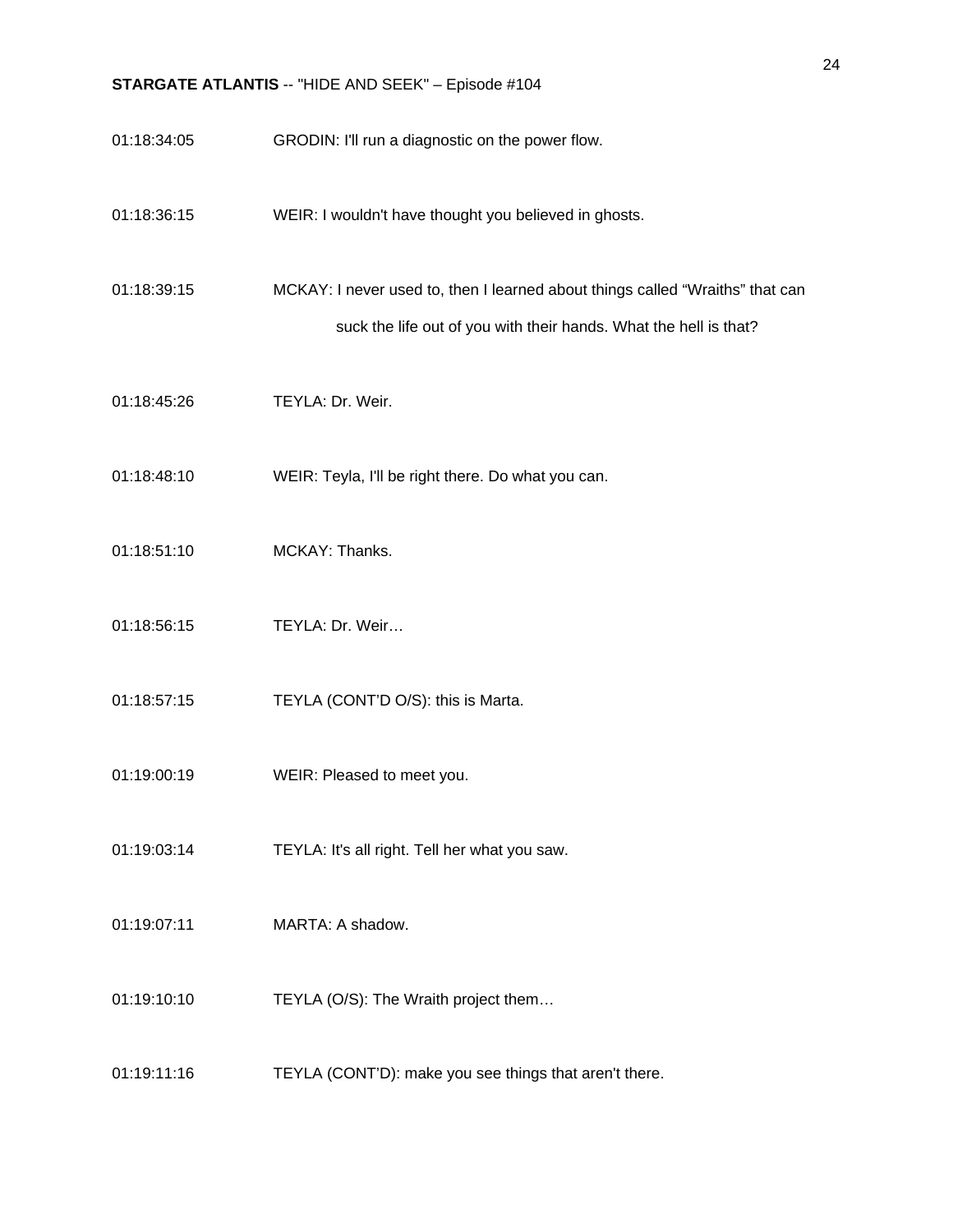01:18:34:05 GRODIN: I'll run a diagnostic on the power flow.

01:18:36:15 WEIR: I wouldn't have thought you believed in ghosts.

01:18:39:15 MCKAY: I never used to, then I learned about things called “Wraiths” that can suck the life out of you with their hands. What the hell is that?

01:18:45:26 TEYLA: Dr. Weir.

01:18:48:10 WEIR: Teyla, I'll be right there. Do what you can.

01:18:51:10 MCKAY: Thanks.

01:18:56:15 TEYLA: Dr. Weir…

01:18:57:15 TEYLA (CONT’D O/S): this is Marta.

01:19:00:19 WEIR: Pleased to meet you.

01:19:03:14 TEYLA: It's all right. Tell her what you saw.

01:19:07:11 MARTA: A shadow.

01:19:10:10 TEYLA (O/S): The Wraith project them…

01:19:11:16 TEYLA (CONT’D): make you see things that aren't there.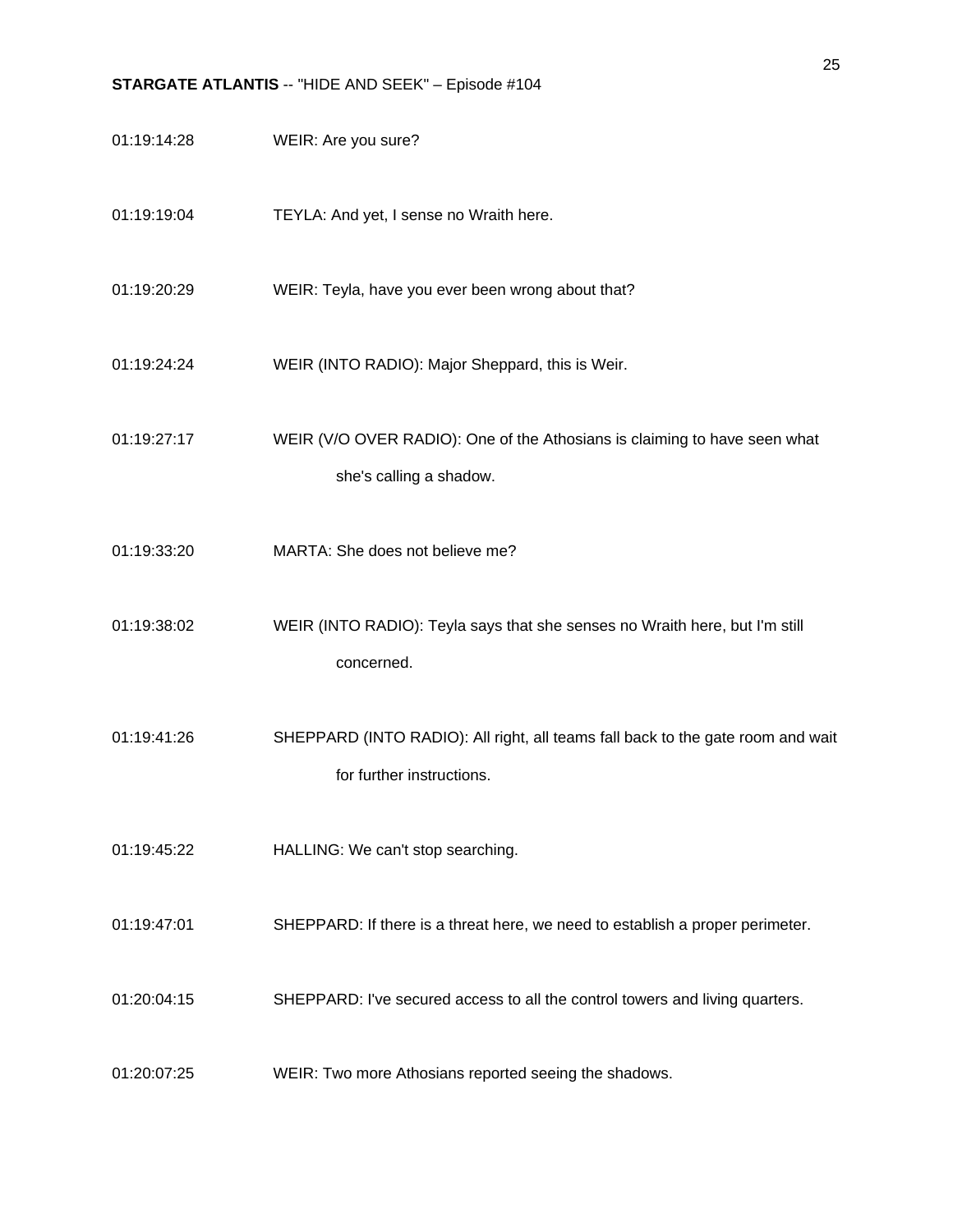01:19:14:28 WEIR: Are you sure?

01:19:19:04 TEYLA: And yet, I sense no Wraith here.

01:19:20:29 WEIR: Teyla, have you ever been wrong about that?

01:19:24:24 WEIR (INTO RADIO): Major Sheppard, this is Weir.

01:19:27:17 WEIR (V/O OVER RADIO): One of the Athosians is claiming to have seen what she's calling a shadow.

01:19:33:20 MARTA: She does not believe me?

01:19:38:02 WEIR (INTO RADIO): Teyla says that she senses no Wraith here, but I'm still concerned.

01:19:41:26 SHEPPARD (INTO RADIO): All right, all teams fall back to the gate room and wait for further instructions.

01:19:45:22 HALLING: We can't stop searching.

01:19:47:01 SHEPPARD: If there is a threat here, we need to establish a proper perimeter.

01:20:04:15 SHEPPARD: I've secured access to all the control towers and living quarters.

01:20:07:25 WEIR: Two more Athosians reported seeing the shadows.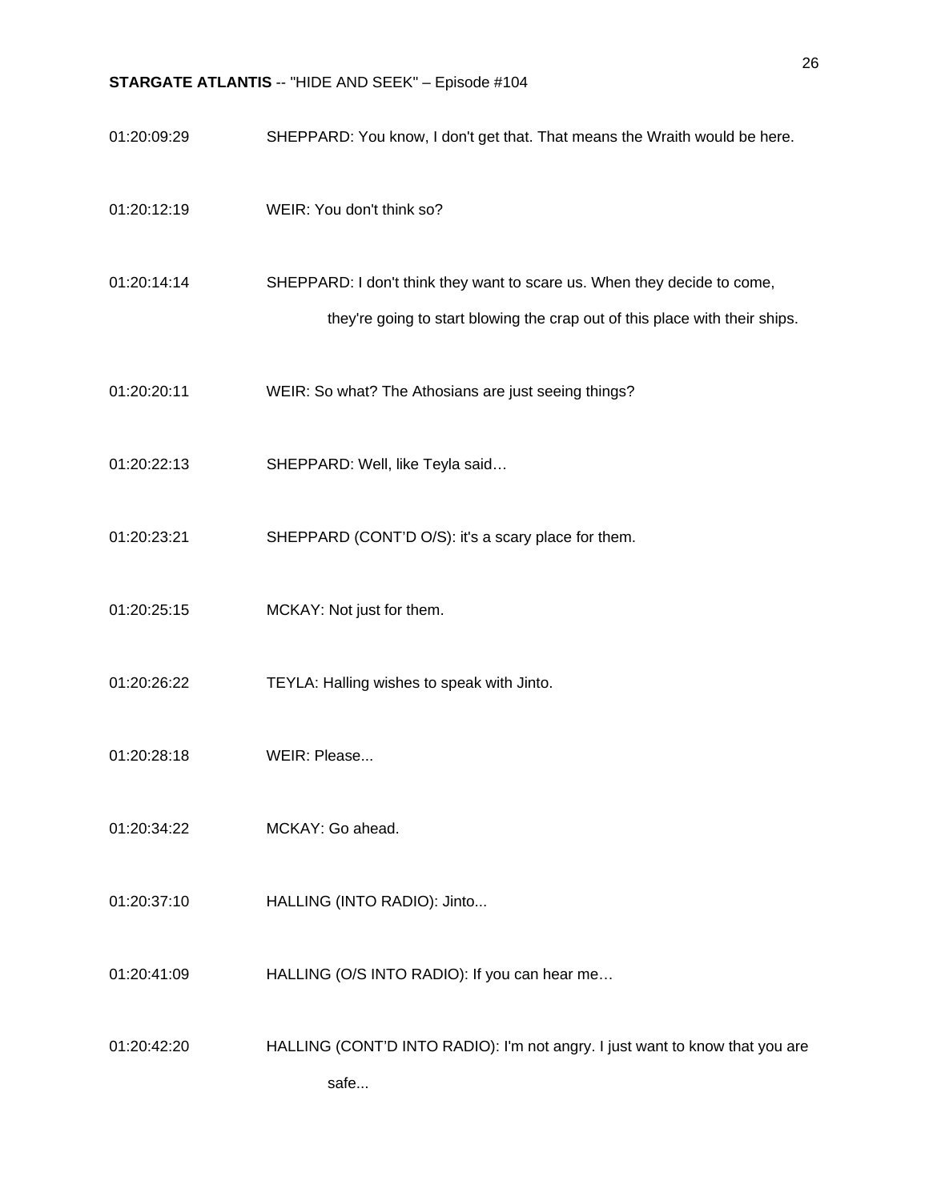01:20:09:29 SHEPPARD: You know, I don't get that. That means the Wraith would be here.

01:20:12:19 WEIR: You don't think so?

01:20:14:14 SHEPPARD: I don't think they want to scare us. When they decide to come, they're going to start blowing the crap out of this place with their ships.

01:20:20:11 WEIR: So what? The Athosians are just seeing things?

01:20:22:13 SHEPPARD: Well, like Teyla said…

01:20:23:21 SHEPPARD (CONT'D O/S): it's a scary place for them.

01:20:25:15 MCKAY: Not just for them.

01:20:26:22 TEYLA: Halling wishes to speak with Jinto.

01:20:28:18 WEIR: Please...

01:20:34:22 MCKAY: Go ahead.

01:20:37:10 HALLING (INTO RADIO): Jinto...

01:20:41:09 HALLING (O/S INTO RADIO): If you can hear me…

01:20:42:20 HALLING (CONT'D INTO RADIO): I'm not angry. I just want to know that you are safe...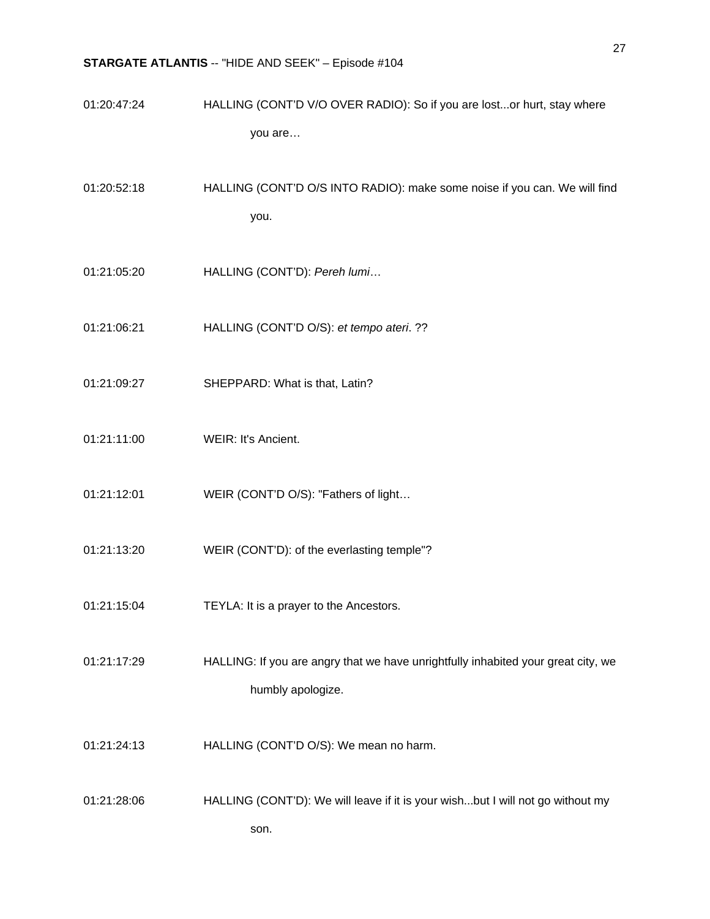01:20:47:24 HALLING (CONT'D V/O OVER RADIO): So if you are lost...or hurt, stay where you are…

01:20:52:18 HALLING (CONT'D O/S INTO RADIO): make some noise if you can. We will find you.

01:21:05:20 HALLING (CONT'D): *Pereh lumi*…

01:21:06:21 HALLING (CONT'D O/S): *et tempo ateri*. ??

01:21:09:27 SHEPPARD: What is that, Latin?

01:21:11:00 WEIR: It's Ancient.

01:21:12:01 WEIR (CONT'D O/S): "Fathers of light…

01:21:13:20 WEIR (CONT'D): of the everlasting temple"?

01:21:15:04 TEYLA: It is a prayer to the Ancestors.

01:21:17:29 HALLING: If you are angry that we have unrightfully inhabited your great city, we humbly apologize.

01:21:24:13 HALLING (CONT'D O/S): We mean no harm.

01:21:28:06 HALLING (CONT'D): We will leave if it is your wish...but I will not go without my son.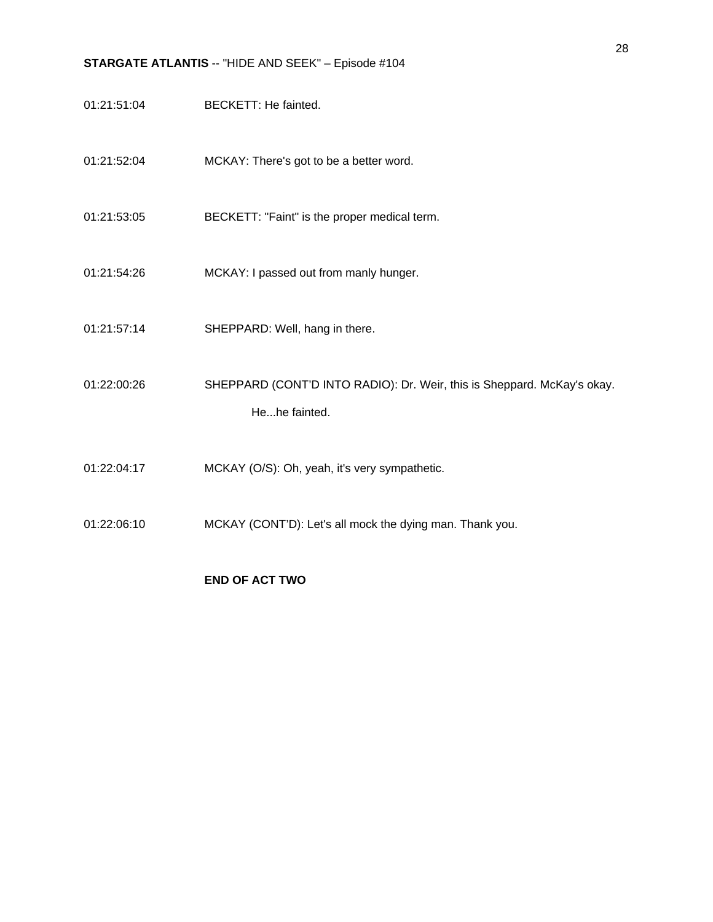01:21:51:04 BECKETT: He fainted.

01:21:52:04 MCKAY: There's got to be a better word.

01:21:53:05 BECKETT: "Faint" is the proper medical term.

01:21:54:26 MCKAY: I passed out from manly hunger.

01:21:57:14 SHEPPARD: Well, hang in there.

01:22:00:26 SHEPPARD (CONT'D INTO RADIO): Dr. Weir, this is Sheppard. McKay's okay. He...he fainted.

01:22:04:17 MCKAY (O/S): Oh, yeah, it's very sympathetic.

01:22:06:10 MCKAY (CONT'D): Let's all mock the dying man. Thank you.

**END OF ACT TWO**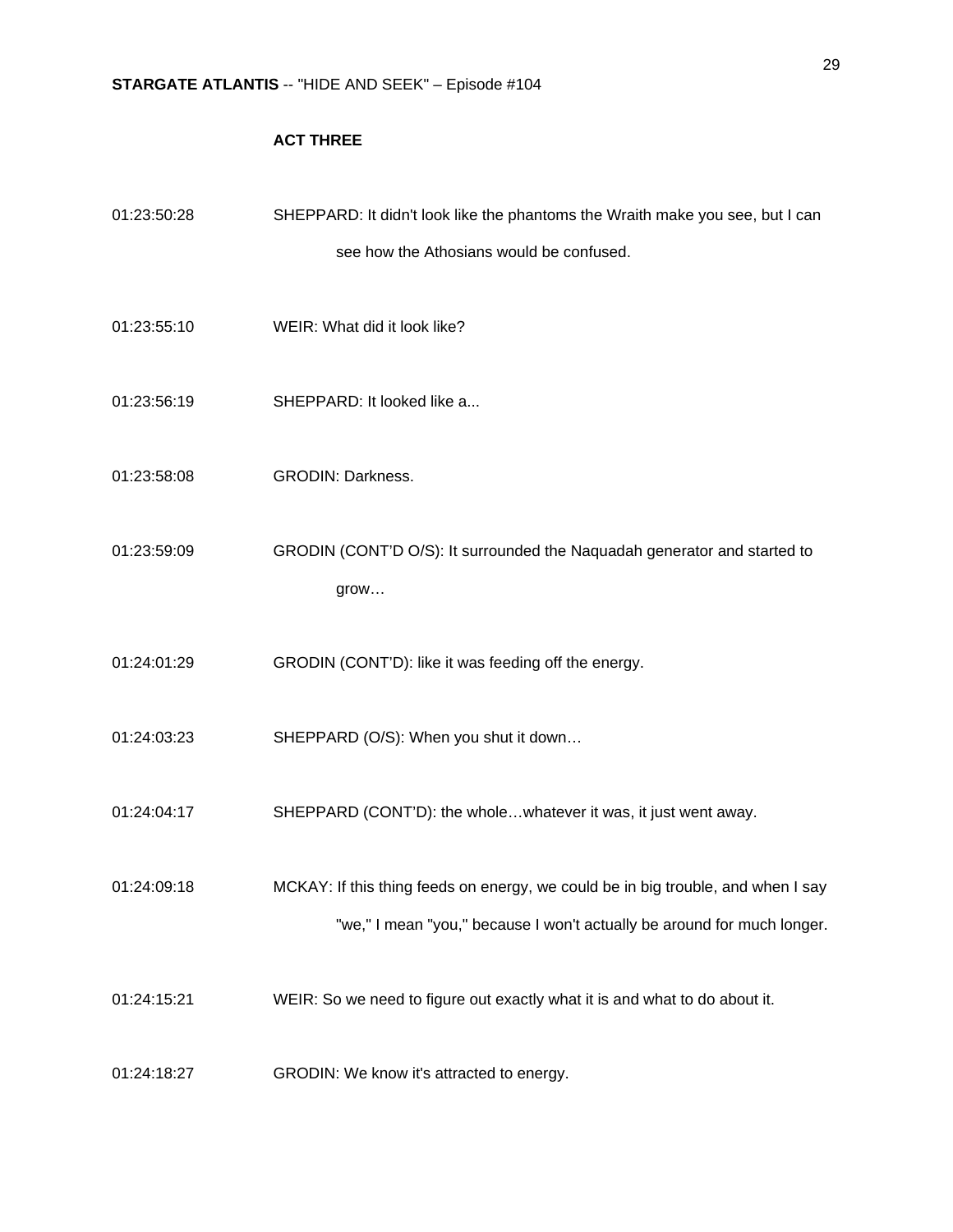## ACT THREE

01:23:50:28 SHEPPARD: It didn't look like the phantoms the Wraith make you see, but I can see how the Athosians would be confused.

01:23:55:10 WEIR: What did it look like?

01:23:56:19 SHEPPARD: It looked like a...

01:23:58:08 GRODIN: Darkness.

01:23:59:09 GRODIN (CONT'D O/S): It surrounded the Naquadah generator and started to grow…

01:24:01:29 GRODIN (CONT'D): like it was feeding off the energy.

01:24:03:23 SHEPPARD (O/S): When you shut it down…

01:24:04:17 SHEPPARD (CONT'D): the whole…whatever it was, it just went away.

01:24:09:18 MCKAY: If this thing feeds on energy, we could be in big trouble, and when I say "we," I mean "you," because I won't actually be around for much longer.

01:24:15:21 WEIR: So we need to figure out exactly what it is and what to do about it.

01:24:18:27 GRODIN: We know it's attracted to energy.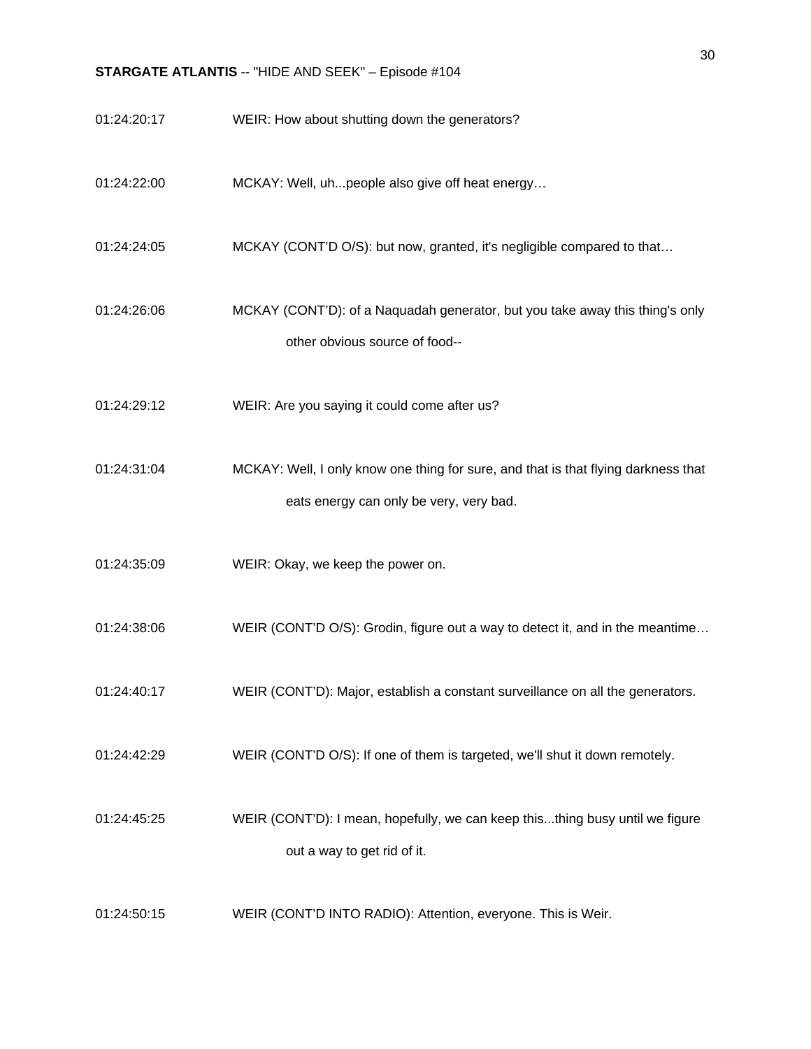01:24:20:17 WEIR: How about shutting down the generators?

01:24:22:00 MCKAY: Well, uh...people also give off heat energy…

01:24:24:05 MCKAY (CONT'D O/S): but now, granted, it's negligible compared to that…

01:24:26:06 MCKAY (CONT'D): of a Naquadah generator, but you take away this thing's only other obvious source of food--

01:24:29:12 WEIR: Are you saying it could come after us?

01:24:31:04 MCKAY: Well, I only know one thing for sure, and that is that flying darkness that eats energy can only be very, very bad.

01:24:35:09 WEIR: Okay, we keep the power on.

01:24:38:06 WEIR (CONT'D O/S): Grodin, figure out a way to detect it, and in the meantime…

01:24:40:17 WEIR (CONT'D): Major, establish a constant surveillance on all the generators.

01:24:42:29 WEIR (CONT'D O/S): If one of them is targeted, we'll shut it down remotely.

01:24:45:25 WEIR (CONT'D): I mean, hopefully, we can keep this...thing busy until we figure out a way to get rid of it.

01:24:50:15 WEIR (CONT'D INTO RADIO): Attention, everyone. This is Weir.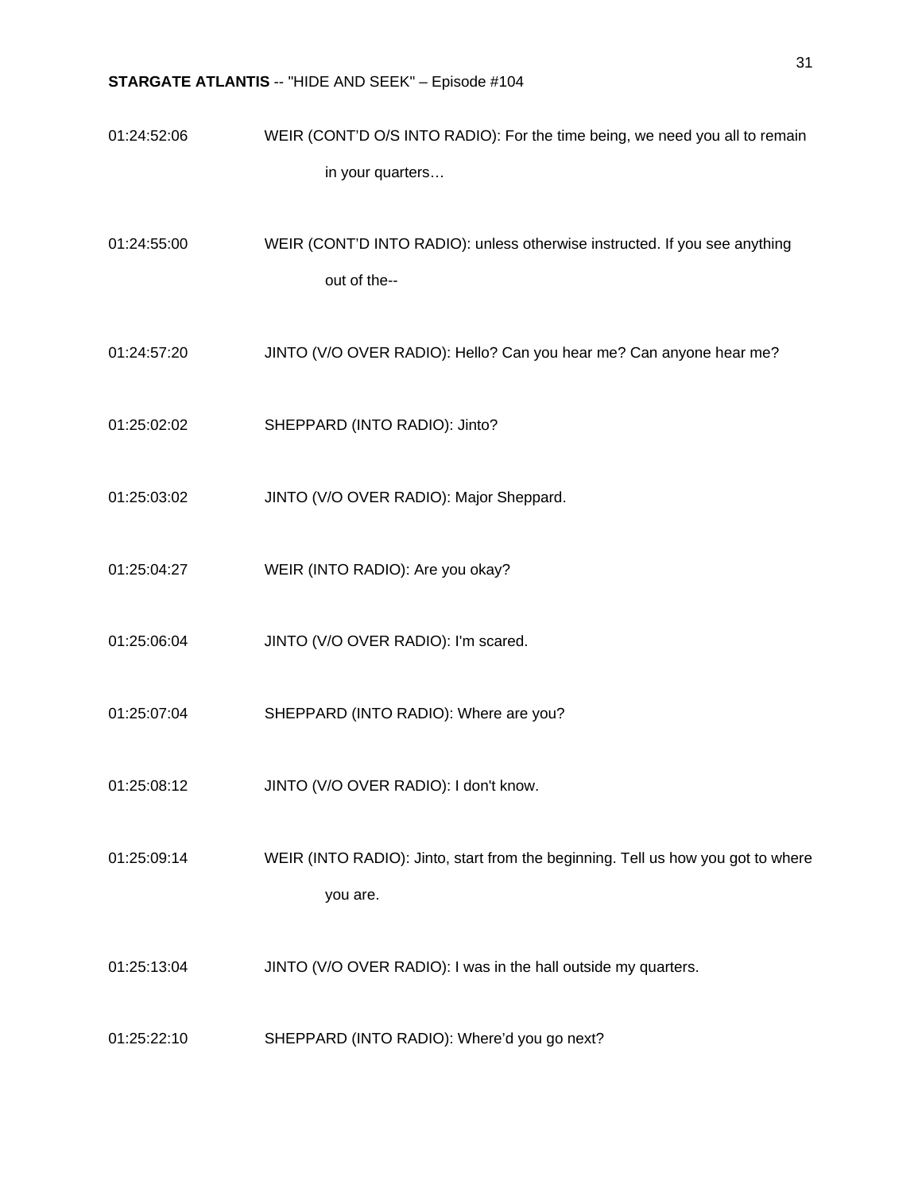01:24:52:06 WEIR (CONT'D O/S INTO RADIO): For the time being, we need you all to remain in your quarters…

01:24:55:00 WEIR (CONT'D INTO RADIO): unless otherwise instructed. If you see anything out of the--

01:24:57:20 JINTO (V/O OVER RADIO): Hello? Can you hear me? Can anyone hear me?

01:25:02:02 SHEPPARD (INTO RADIO): Jinto?

01:25:03:02 JINTO (V/O OVER RADIO): Major Sheppard.

01:25:04:27 WEIR (INTO RADIO): Are you okay?

01:25:06:04 JINTO (V/O OVER RADIO): I'm scared.

01:25:07:04 SHEPPARD (INTO RADIO): Where are you?

01:25:08:12 JINTO (V/O OVER RADIO): I don't know.

01:25:09:14 WEIR (INTO RADIO): Jinto, start from the beginning. Tell us how you got to where you are.

01:25:13:04 JINTO (V/O OVER RADIO): I was in the hall outside my quarters.

01:25:22:10 SHEPPARD (INTO RADIO): Where'd you go next?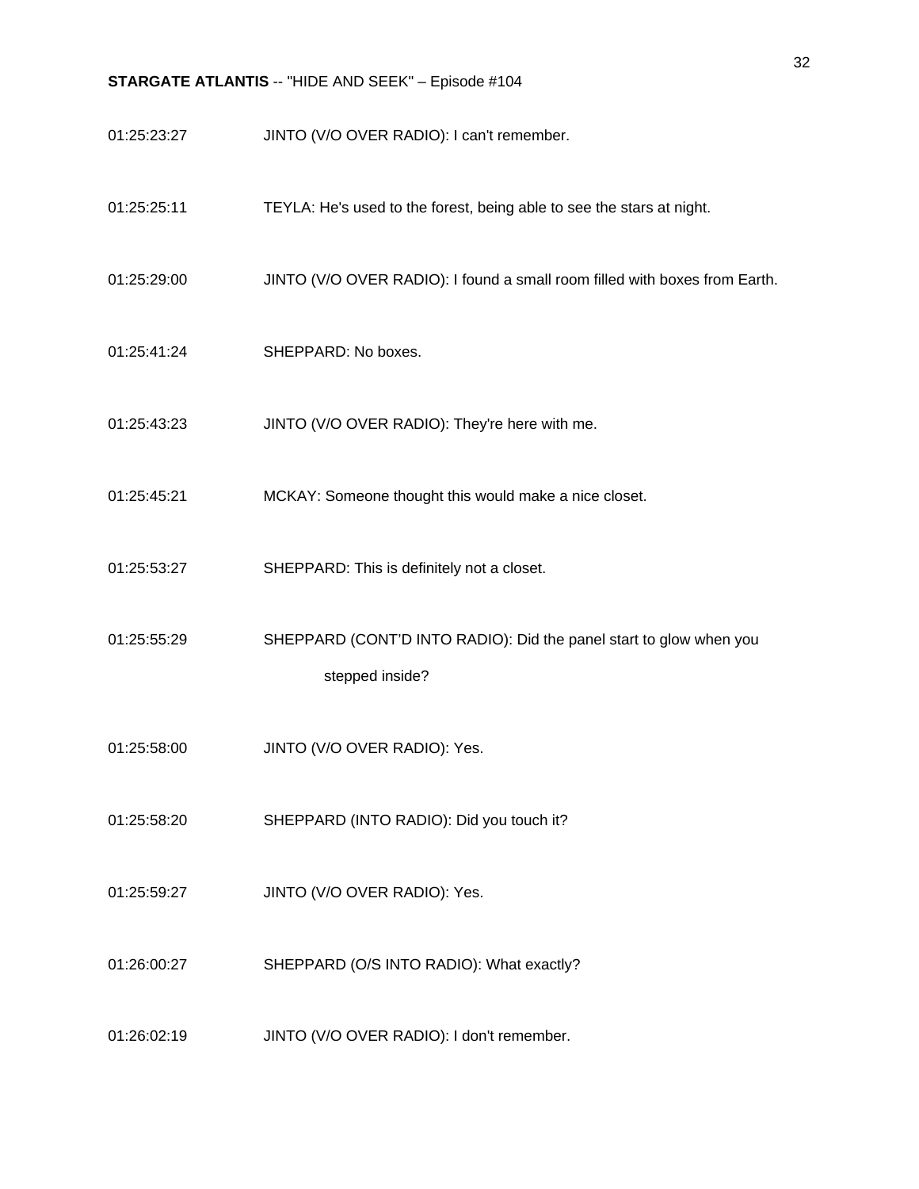01:25:23:27 JINTO (V/O OVER RADIO): I can't remember.

01:25:25:11 TEYLA: He's used to the forest, being able to see the stars at night.

01:25:29:00 JINTO (V/O OVER RADIO): I found a small room filled with boxes from Earth.

01:25:41:24 SHEPPARD: No boxes.

01:25:43:23 JINTO (V/O OVER RADIO): They're here with me.

01:25:45:21 MCKAY: Someone thought this would make a nice closet.

01:25:53:27 SHEPPARD: This is definitely not a closet.

01:25:55:29 SHEPPARD (CONT'D INTO RADIO): Did the panel start to glow when you stepped inside?

01:25:58:00 JINTO (V/O OVER RADIO): Yes.

01:25:58:20 SHEPPARD (INTO RADIO): Did you touch it?

01:25:59:27 JINTO (V/O OVER RADIO): Yes.

01:26:00:27 SHEPPARD (O/S INTO RADIO): What exactly?

01:26:02:19 JINTO (V/O OVER RADIO): I don't remember.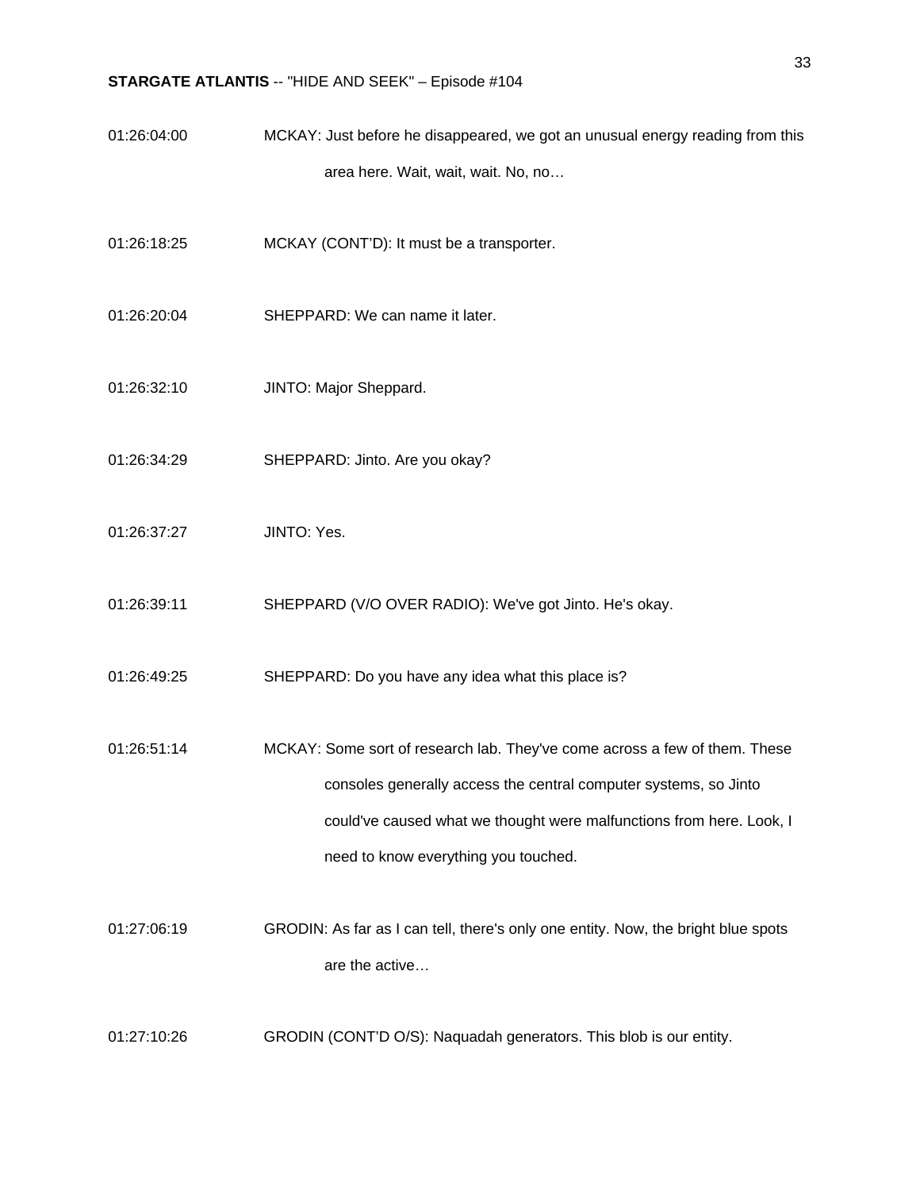| | |
|---|---|
| 01:26:04:00 | MCKAY: Just before he disappeared, we got an unusual energy reading from this area here. Wait, wait, wait. No, no… |
| 01:26:18:25 | MCKAY (CONT'D): It must be a transporter. |
| 01:26:20:04 | SHEPPARD: We can name it later. |
| 01:26:32:10 | JINTO: Major Sheppard. |
| 01:26:34:29 | SHEPPARD: Jinto. Are you okay? |
| 01:26:37:27 | JINTO: Yes. |
| 01:26:39:11 | SHEPPARD (V/O OVER RADIO): We've got Jinto. He's okay. |
| 01:26:49:25 | SHEPPARD: Do you have any idea what this place is? |
| 01:26:51:14 | MCKAY: Some sort of research lab. They've come across a few of them. These consoles generally access the central computer systems, so Jinto could've caused what we thought were malfunctions from here. Look, I need to know everything you touched. |
| 01:27:06:19 | GRODIN: As far as I can tell, there's only one entity. Now, the bright blue spots are the active… |
| 01:27:10:26 | GRODIN (CONT'D O/S): Naquadah generators. This blob is our entity. |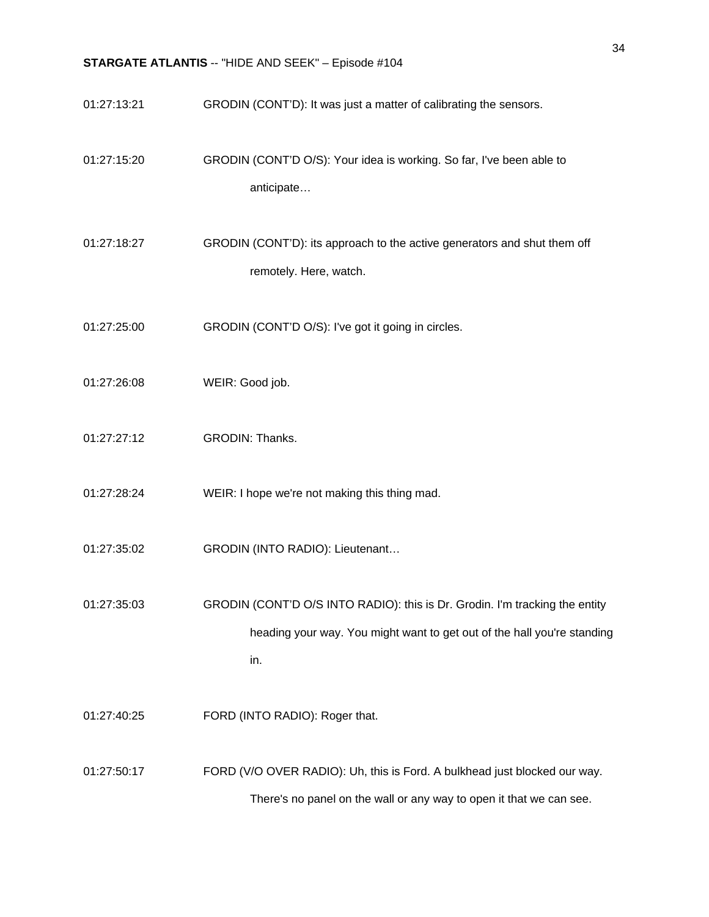01:27:13:21 GRODIN (CONT'D): It was just a matter of calibrating the sensors.

01:27:15:20 GRODIN (CONT'D O/S): Your idea is working. So far, I've been able to anticipate…

01:27:18:27 GRODIN (CONT'D): its approach to the active generators and shut them off remotely. Here, watch.

01:27:25:00 GRODIN (CONT'D O/S): I've got it going in circles.

01:27:26:08 WEIR: Good job.

01:27:27:12 GRODIN: Thanks.

01:27:28:24 WEIR: I hope we're not making this thing mad.

01:27:35:02 GRODIN (INTO RADIO): Lieutenant…

01:27:35:03 GRODIN (CONT'D O/S INTO RADIO): this is Dr. Grodin. I'm tracking the entity heading your way. You might want to get out of the hall you're standing in.

01:27:40:25 FORD (INTO RADIO): Roger that.

01:27:50:17 FORD (V/O OVER RADIO): Uh, this is Ford. A bulkhead just blocked our way. There's no panel on the wall or any way to open it that we can see.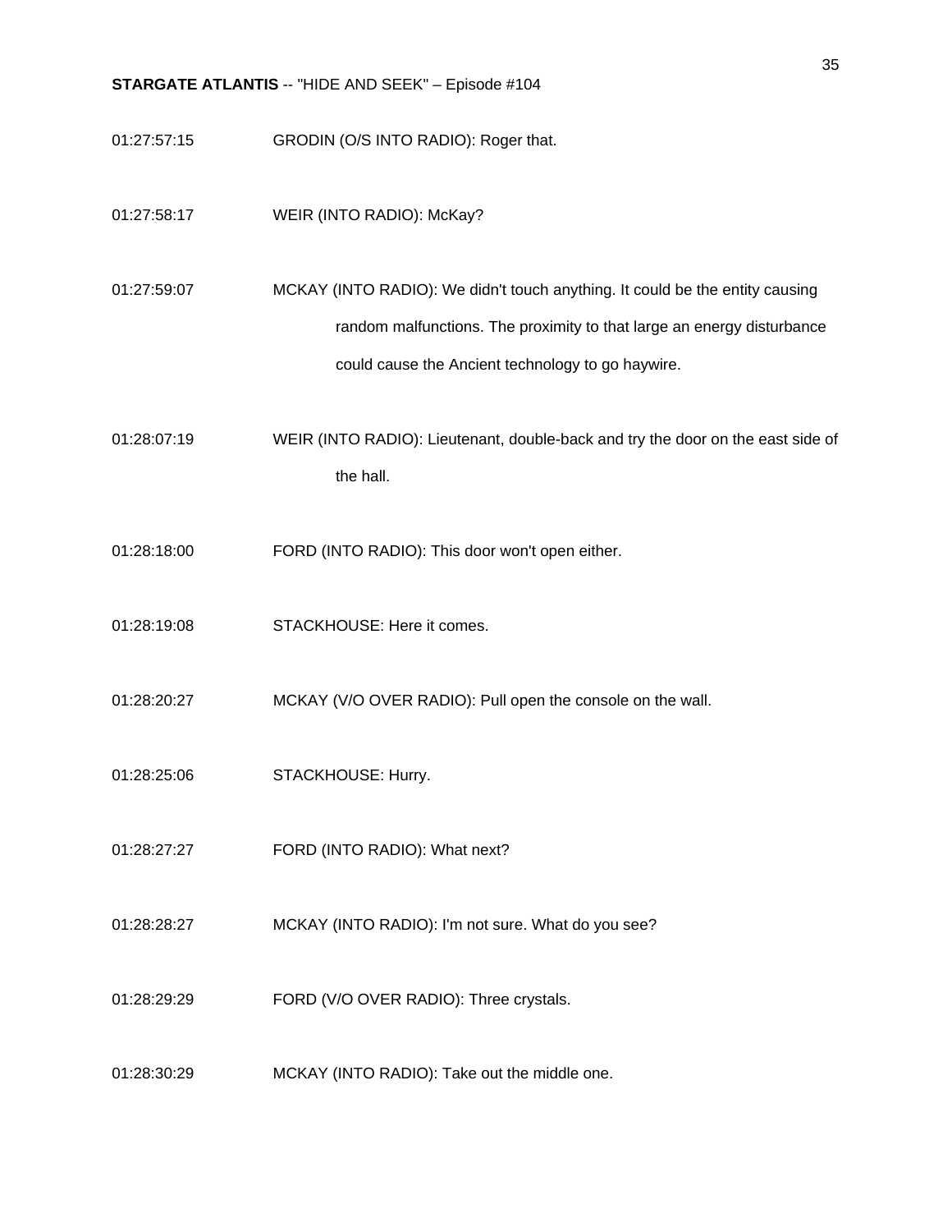01:27:57:15 GRODIN (O/S INTO RADIO): Roger that.

01:27:58:17 WEIR (INTO RADIO): McKay?

01:27:59:07 MCKAY (INTO RADIO): We didn't touch anything. It could be the entity causing random malfunctions. The proximity to that large an energy disturbance could cause the Ancient technology to go haywire.

01:28:07:19 WEIR (INTO RADIO): Lieutenant, double-back and try the door on the east side of the hall.

01:28:18:00 FORD (INTO RADIO): This door won't open either.

01:28:19:08 STACKHOUSE: Here it comes.

01:28:20:27 MCKAY (V/O OVER RADIO): Pull open the console on the wall.

01:28:25:06 STACKHOUSE: Hurry.

01:28:27:27 FORD (INTO RADIO): What next?

01:28:28:27 MCKAY (INTO RADIO): I'm not sure. What do you see?

01:28:29:29 FORD (V/O OVER RADIO): Three crystals.

01:28:30:29 MCKAY (INTO RADIO): Take out the middle one.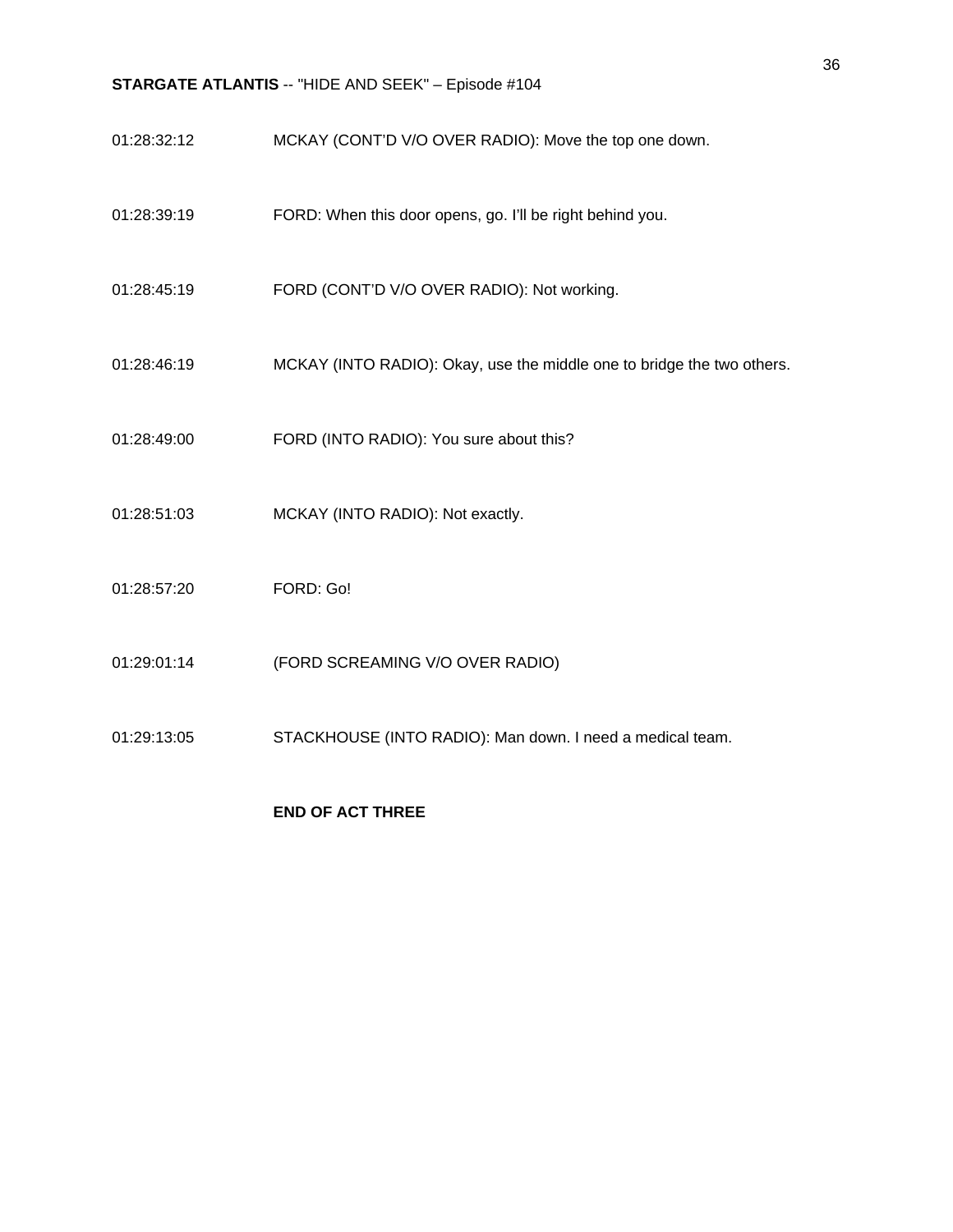01:28:32:12 MCKAY (CONT'D V/O OVER RADIO): Move the top one down.

01:28:39:19 FORD: When this door opens, go. I'll be right behind you.

01:28:45:19 FORD (CONT'D V/O OVER RADIO): Not working.

01:28:46:19 MCKAY (INTO RADIO): Okay, use the middle one to bridge the two others.

01:28:49:00 FORD (INTO RADIO): You sure about this?

01:28:51:03 MCKAY (INTO RADIO): Not exactly.

01:28:57:20 FORD: Go!

01:29:01:14 (FORD SCREAMING V/O OVER RADIO)

01:29:13:05 STACKHOUSE (INTO RADIO): Man down. I need a medical team.

**END OF ACT THREE**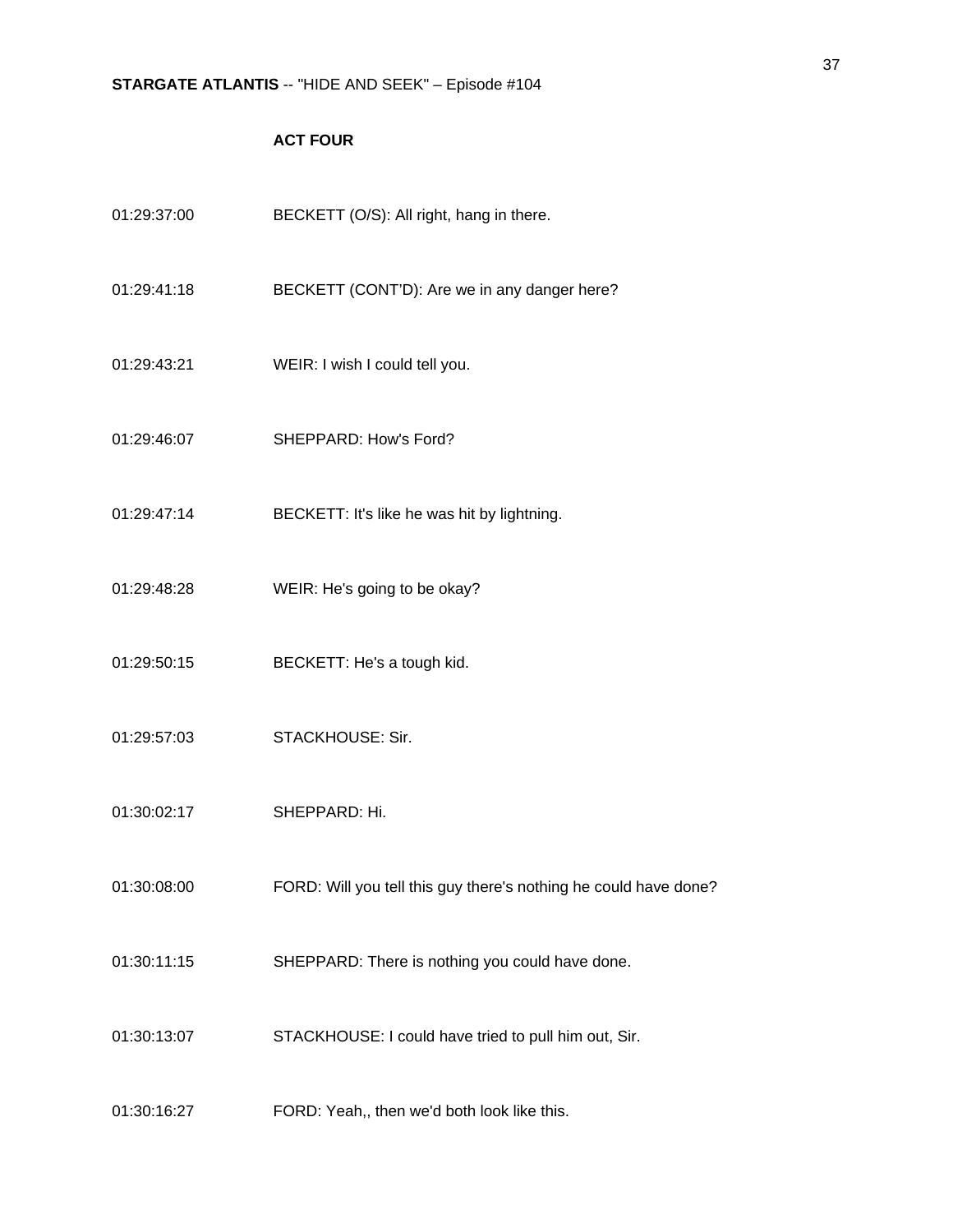**ACT FOUR**

01:29:37:00 BECKETT (O/S): All right, hang in there.

01:29:41:18 BECKETT (CONT'D): Are we in any danger here?

01:29:43:21 WEIR: I wish I could tell you.

01:29:46:07 SHEPPARD: How's Ford?

01:29:47:14 BECKETT: It's like he was hit by lightning.

01:29:48:28 WEIR: He's going to be okay?

01:29:50:15 BECKETT: He's a tough kid.

01:29:57:03 STACKHOUSE: Sir.

01:30:02:17 SHEPPARD: Hi.

01:30:08:00 FORD: Will you tell this guy there's nothing he could have done?

01:30:11:15 SHEPPARD: There is nothing you could have done.

01:30:13:07 STACKHOUSE: I could have tried to pull him out, Sir.

01:30:16:27 FORD: Yeah,, then we'd both look like this.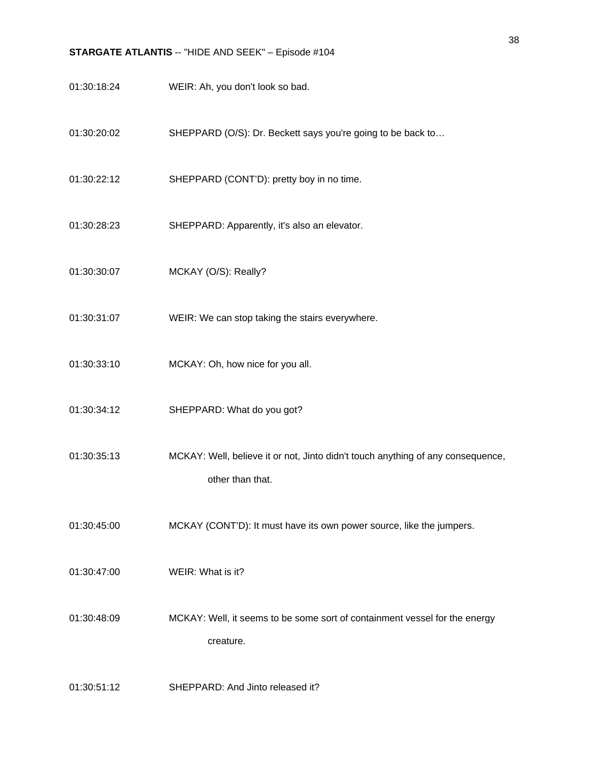01:30:18:24 WEIR: Ah, you don't look so bad.

01:30:20:02 SHEPPARD (O/S): Dr. Beckett says you're going to be back to…

01:30:22:12 SHEPPARD (CONT'D): pretty boy in no time.

01:30:28:23 SHEPPARD: Apparently, it's also an elevator.

01:30:30:07 MCKAY (O/S): Really?

01:30:31:07 WEIR: We can stop taking the stairs everywhere.

01:30:33:10 MCKAY: Oh, how nice for you all.

01:30:34:12 SHEPPARD: What do you got?

01:30:35:13 MCKAY: Well, believe it or not, Jinto didn't touch anything of any consequence, other than that.

01:30:45:00 MCKAY (CONT'D): It must have its own power source, like the jumpers.

01:30:47:00 WEIR: What is it?

01:30:48:09 MCKAY: Well, it seems to be some sort of containment vessel for the energy creature.

01:30:51:12 SHEPPARD: And Jinto released it?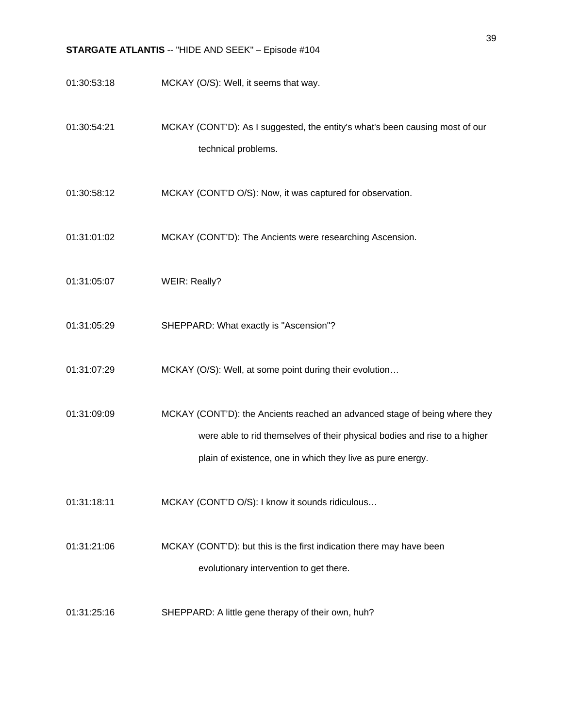01:30:53:18 MCKAY (O/S): Well, it seems that way.

01:30:54:21 MCKAY (CONT'D): As I suggested, the entity's what's been causing most of our technical problems.

01:30:58:12 MCKAY (CONT'D O/S): Now, it was captured for observation.

01:31:01:02 MCKAY (CONT'D): The Ancients were researching Ascension.

01:31:05:07 WEIR: Really?

01:31:05:29 SHEPPARD: What exactly is "Ascension"?

01:31:07:29 MCKAY (O/S): Well, at some point during their evolution…

01:31:09:09 MCKAY (CONT'D): the Ancients reached an advanced stage of being where they were able to rid themselves of their physical bodies and rise to a higher plain of existence, one in which they live as pure energy.

01:31:18:11 MCKAY (CONT'D O/S): I know it sounds ridiculous…

01:31:21:06 MCKAY (CONT'D): but this is the first indication there may have been evolutionary intervention to get there.

01:31:25:16 SHEPPARD: A little gene therapy of their own, huh?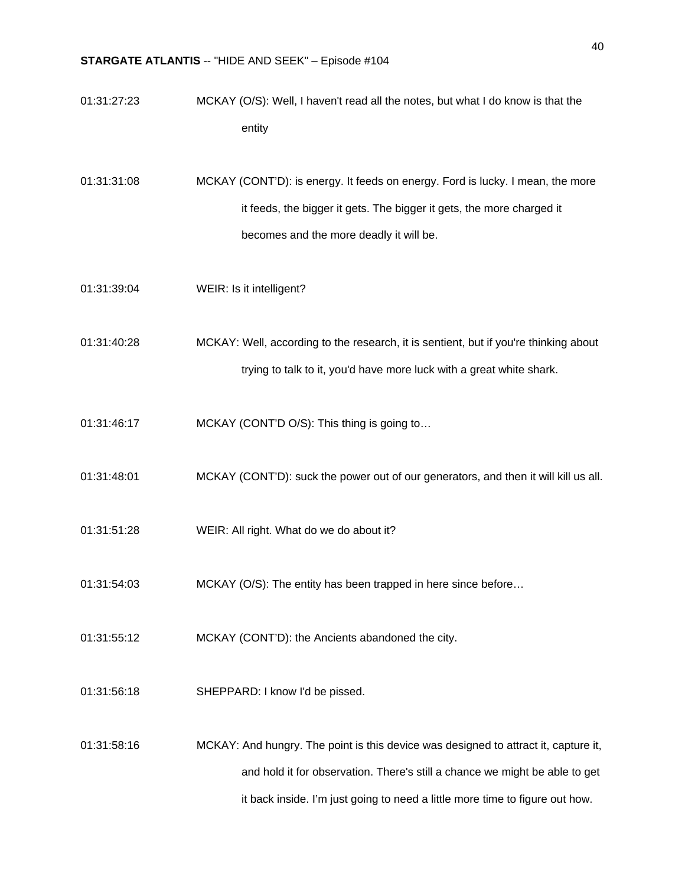01:31:27:23 MCKAY (O/S): Well, I haven't read all the notes, but what I do know is that the entity

01:31:31:08 MCKAY (CONT'D): is energy. It feeds on energy. Ford is lucky. I mean, the more it feeds, the bigger it gets. The bigger it gets, the more charged it becomes and the more deadly it will be.

01:31:39:04 WEIR: Is it intelligent?

01:31:40:28 MCKAY: Well, according to the research, it is sentient, but if you're thinking about trying to talk to it, you'd have more luck with a great white shark.

01:31:46:17 MCKAY (CONT'D O/S): This thing is going to…

01:31:48:01 MCKAY (CONT'D): suck the power out of our generators, and then it will kill us all.

01:31:51:28 WEIR: All right. What do we do about it?

01:31:54:03 MCKAY (O/S): The entity has been trapped in here since before…

01:31:55:12 MCKAY (CONT'D): the Ancients abandoned the city.

01:31:56:18 SHEPPARD: I know I'd be pissed.

01:31:58:16 MCKAY: And hungry. The point is this device was designed to attract it, capture it, and hold it for observation. There's still a chance we might be able to get it back inside. I'm just going to need a little more time to figure out how.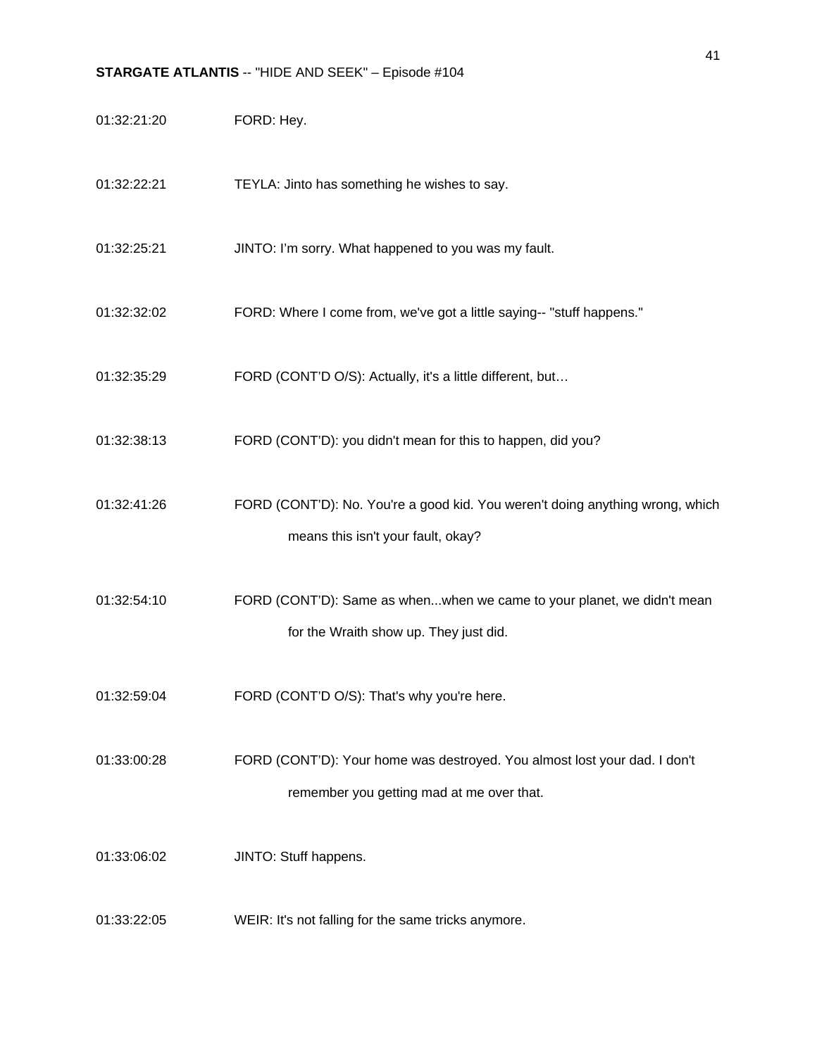01:32:21:20 FORD: Hey.

01:32:22:21 TEYLA: Jinto has something he wishes to say.

01:32:25:21 JINTO: I'm sorry. What happened to you was my fault.

01:32:32:02 FORD: Where I come from, we've got a little saying-- "stuff happens."

01:32:35:29 FORD (CONT'D O/S): Actually, it's a little different, but…

01:32:38:13 FORD (CONT'D): you didn't mean for this to happen, did you?

01:32:41:26 FORD (CONT'D): No. You're a good kid. You weren't doing anything wrong, which means this isn't your fault, okay?

01:32:54:10 FORD (CONT'D): Same as when...when we came to your planet, we didn't mean for the Wraith show up. They just did.

01:32:59:04 FORD (CONT'D O/S): That's why you're here.

01:33:00:28 FORD (CONT'D): Your home was destroyed. You almost lost your dad. I don't remember you getting mad at me over that.

01:33:06:02 JINTO: Stuff happens.

01:33:22:05 WEIR: It's not falling for the same tricks anymore.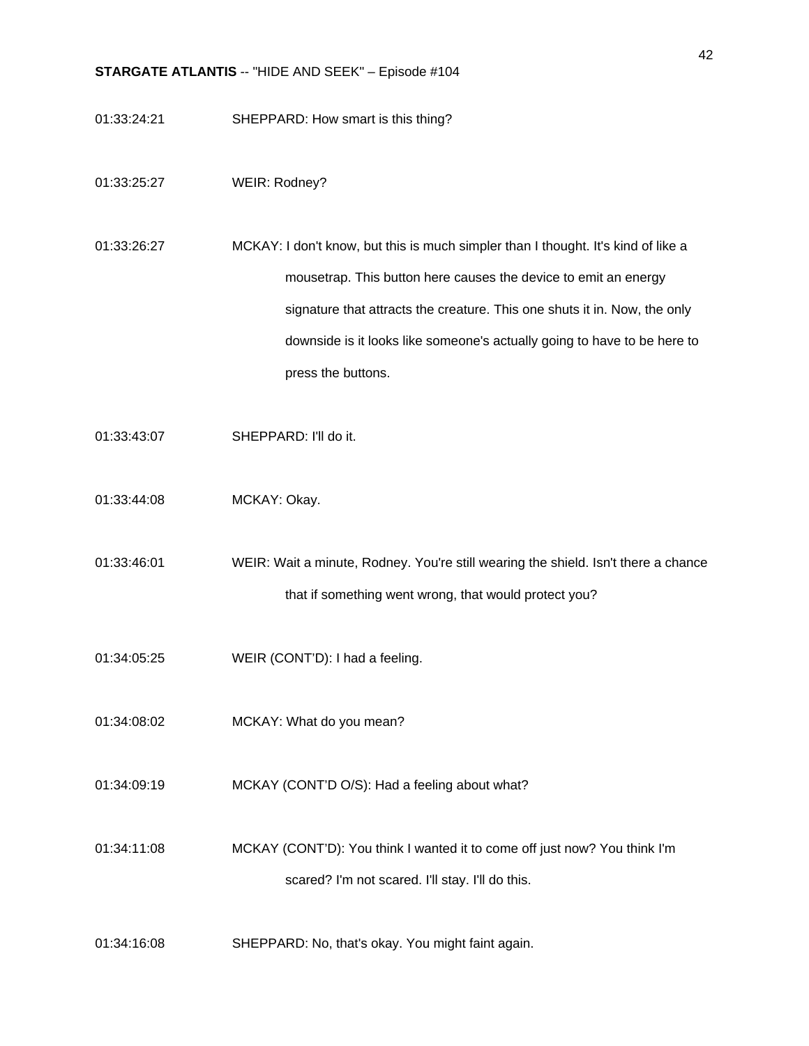01:33:24:21 SHEPPARD: How smart is this thing?

01:33:25:27 WEIR: Rodney?

01:33:26:27 MCKAY: I don't know, but this is much simpler than I thought. It's kind of like a mousetrap. This button here causes the device to emit an energy signature that attracts the creature. This one shuts it in. Now, the only downside is it looks like someone's actually going to have to be here to press the buttons.

01:33:43:07 SHEPPARD: I'll do it.

01:33:44:08 MCKAY: Okay.

01:33:46:01 WEIR: Wait a minute, Rodney. You're still wearing the shield. Isn't there a chance that if something went wrong, that would protect you?

01:34:05:25 WEIR (CONT'D): I had a feeling.

01:34:08:02 MCKAY: What do you mean?

01:34:09:19 MCKAY (CONT'D O/S): Had a feeling about what?

01:34:11:08 MCKAY (CONT'D): You think I wanted it to come off just now? You think I'm scared? I'm not scared. I'll stay. I'll do this.

01:34:16:08 SHEPPARD: No, that's okay. You might faint again.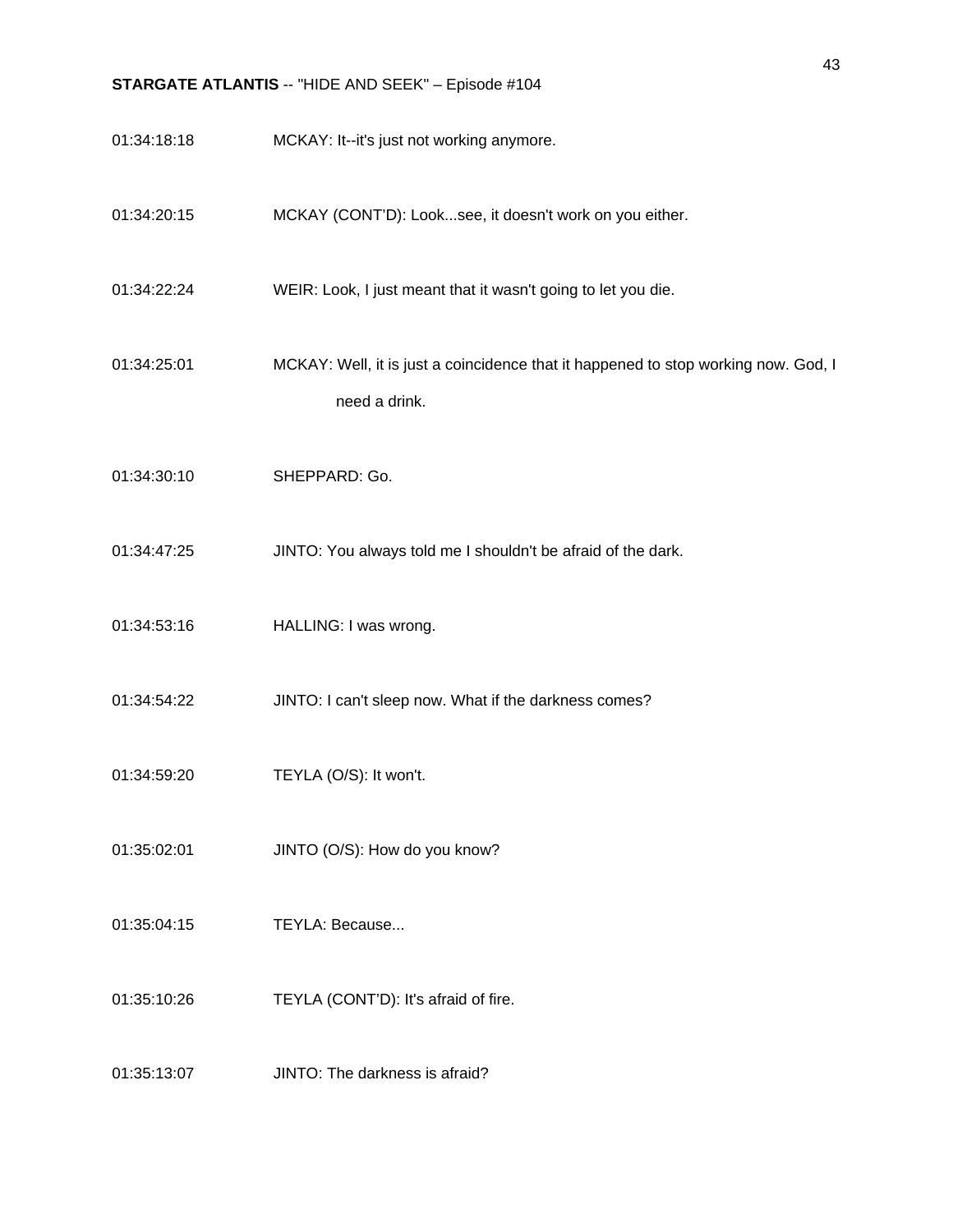01:34:18:18 MCKAY: It--it's just not working anymore.

01:34:20:15 MCKAY (CONT'D): Look...see, it doesn't work on you either.

01:34:22:24 WEIR: Look, I just meant that it wasn't going to let you die.

01:34:25:01 MCKAY: Well, it is just a coincidence that it happened to stop working now. God, I need a drink.

01:34:30:10 SHEPPARD: Go.

01:34:47:25 JINTO: You always told me I shouldn't be afraid of the dark.

01:34:53:16 HALLING: I was wrong.

01:34:54:22 JINTO: I can't sleep now. What if the darkness comes?

01:34:59:20 TEYLA (O/S): It won't.

01:35:02:01 JINTO (O/S): How do you know?

01:35:04:15 TEYLA: Because...

01:35:10:26 TEYLA (CONT'D): It's afraid of fire.

01:35:13:07 JINTO: The darkness is afraid?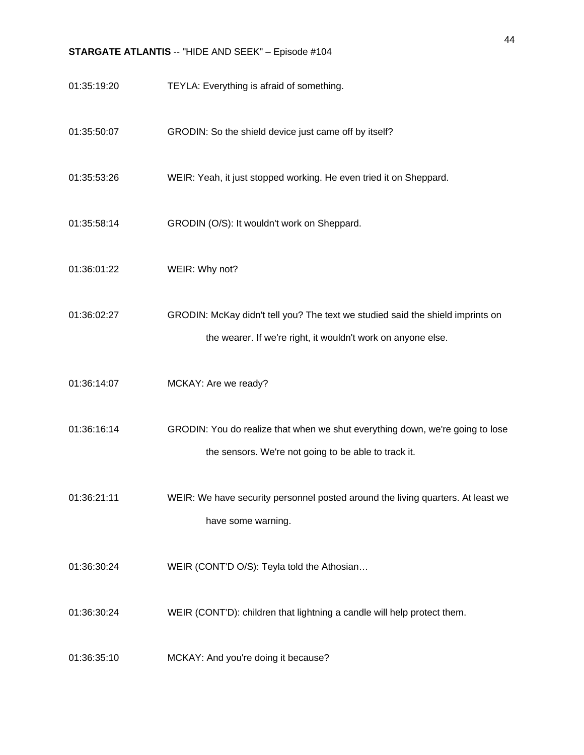01:35:19:20 TEYLA: Everything is afraid of something.

01:35:50:07 GRODIN: So the shield device just came off by itself?

01:35:53:26 WEIR: Yeah, it just stopped working. He even tried it on Sheppard.

01:35:58:14 GRODIN (O/S): It wouldn't work on Sheppard.

01:36:01:22 WEIR: Why not?

01:36:02:27 GRODIN: McKay didn't tell you? The text we studied said the shield imprints on the wearer. If we're right, it wouldn't work on anyone else.

01:36:14:07 MCKAY: Are we ready?

01:36:16:14 GRODIN: You do realize that when we shut everything down, we're going to lose the sensors. We're not going to be able to track it.

01:36:21:11 WEIR: We have security personnel posted around the living quarters. At least we have some warning.

01:36:30:24 WEIR (CONT'D O/S): Teyla told the Athosian…

01:36:30:24 WEIR (CONT'D): children that lightning a candle will help protect them.

01:36:35:10 MCKAY: And you're doing it because?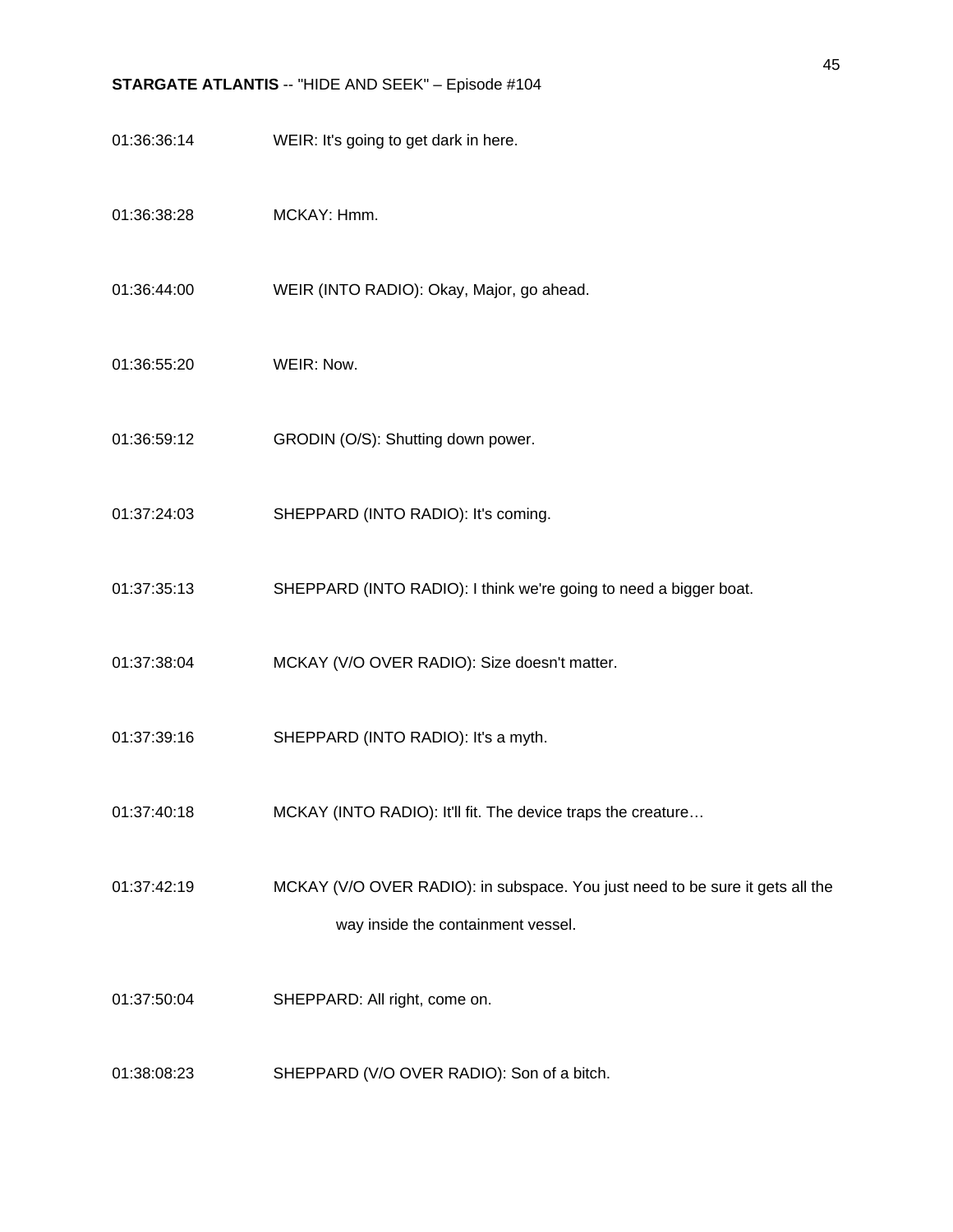| | |
|---|---|
| 01:36:36:14 | WEIR: It's going to get dark in here. |
| 01:36:38:28 | MCKAY: Hmm. |
| 01:36:44:00 | WEIR (INTO RADIO): Okay, Major, go ahead. |
| 01:36:55:20 | WEIR: Now. |
| 01:36:59:12 | GRODIN (O/S): Shutting down power. |
| 01:37:24:03 | SHEPPARD (INTO RADIO): It's coming. |
| 01:37:35:13 | SHEPPARD (INTO RADIO): I think we're going to need a bigger boat. |
| 01:37:38:04 | MCKAY (V/O OVER RADIO): Size doesn't matter. |
| 01:37:39:16 | SHEPPARD (INTO RADIO): It's a myth. |
| 01:37:40:18 | MCKAY (INTO RADIO): It'll fit. The device traps the creature… |
| 01:37:42:19 | MCKAY (V/O OVER RADIO): in subspace. You just need to be sure it gets all the way inside the containment vessel. |
| 01:37:50:04 | SHEPPARD: All right, come on. |
| 01:38:08:23 | SHEPPARD (V/O OVER RADIO): Son of a bitch. |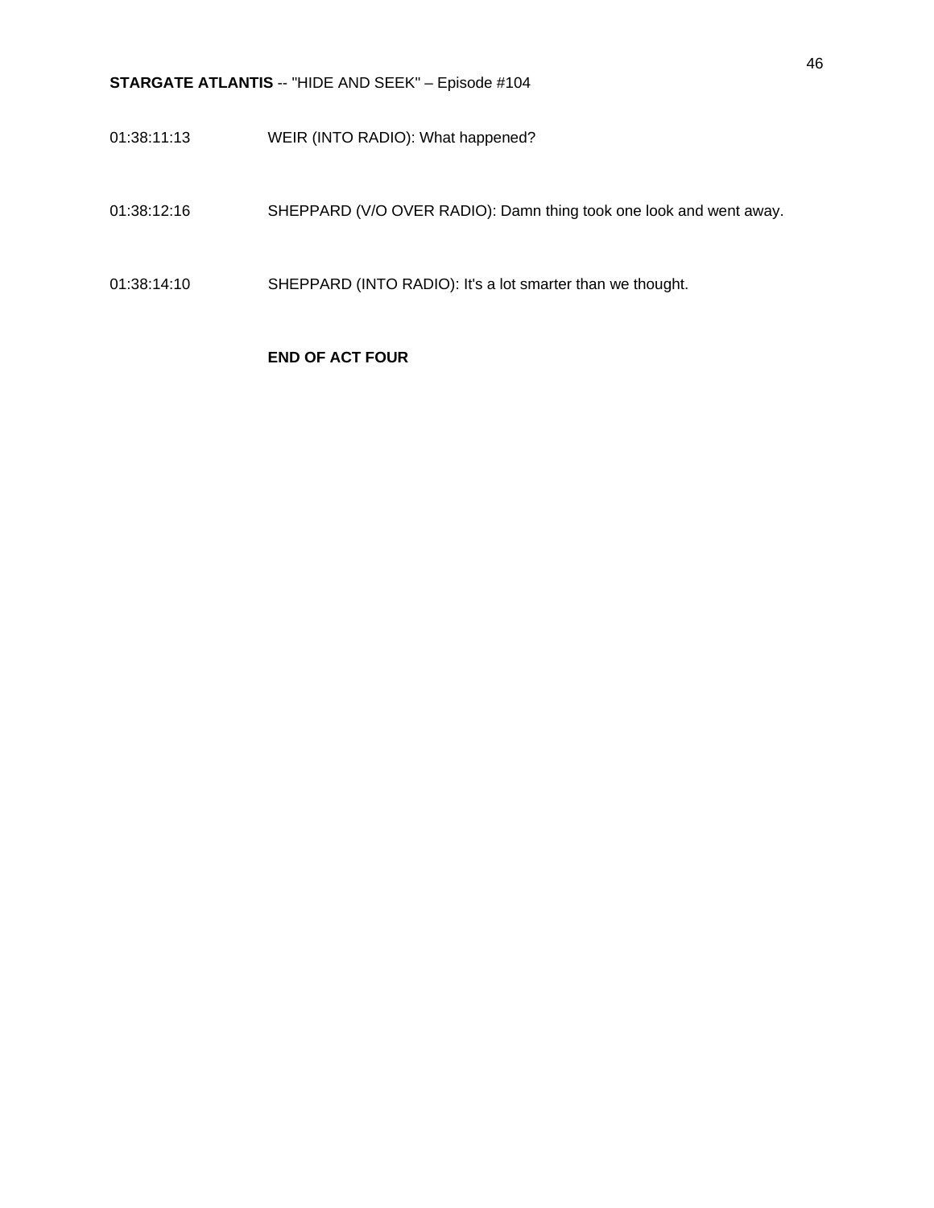01:38:11:13 WEIR (INTO RADIO): What happened?

01:38:12:16 SHEPPARD (V/O OVER RADIO): Damn thing took one look and went away.

01:38:14:10 SHEPPARD (INTO RADIO): It's a lot smarter than we thought.

**END OF ACT FOUR**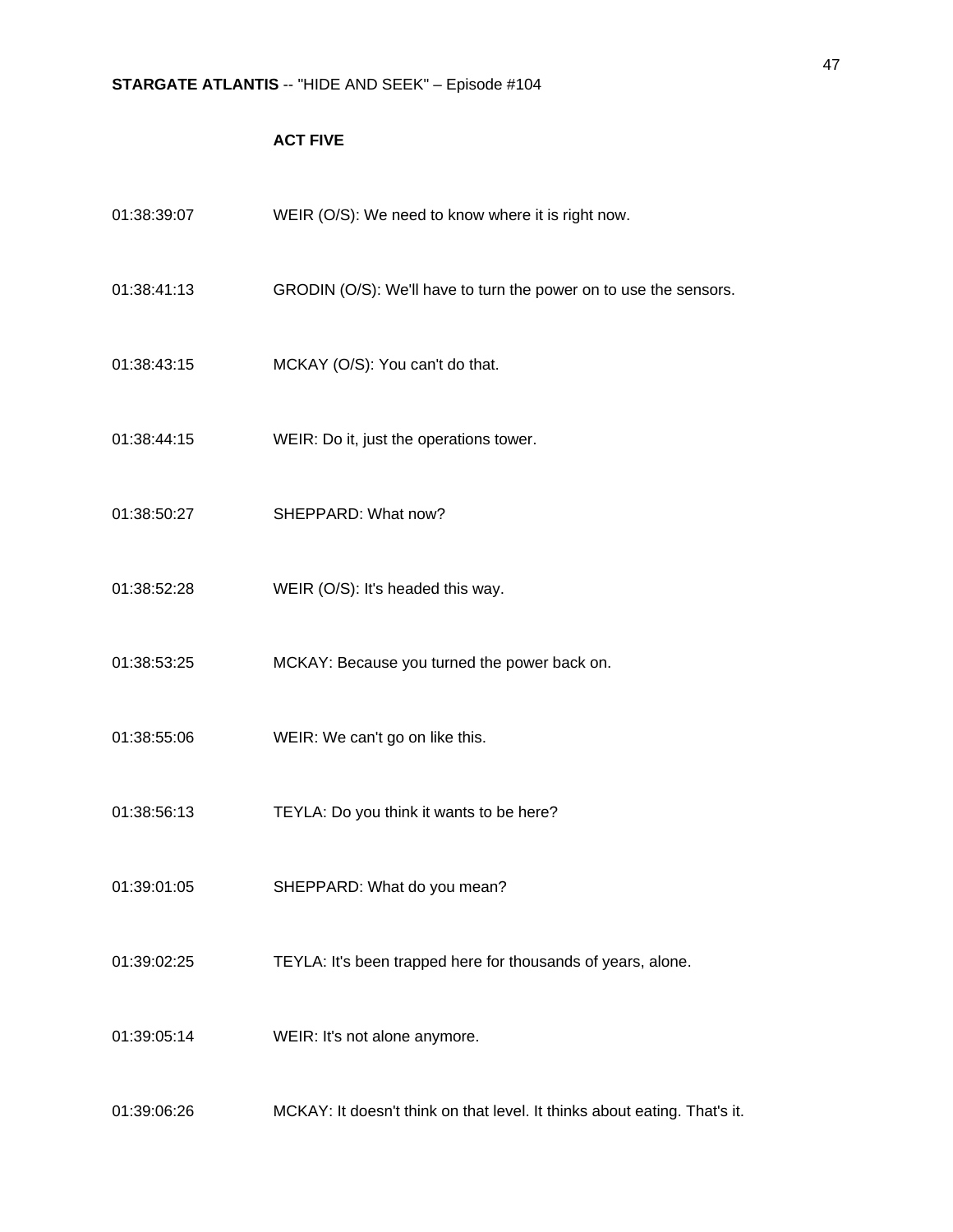**ACT FIVE**

01:38:39:07 WEIR (O/S): We need to know where it is right now.

01:38:41:13 GRODIN (O/S): We'll have to turn the power on to use the sensors.

01:38:43:15 MCKAY (O/S): You can't do that.

01:38:44:15 WEIR: Do it, just the operations tower.

01:38:50:27 SHEPPARD: What now?

01:38:52:28 WEIR (O/S): It's headed this way.

01:38:53:25 MCKAY: Because you turned the power back on.

01:38:55:06 WEIR: We can't go on like this.

01:38:56:13 TEYLA: Do you think it wants to be here?

01:39:01:05 SHEPPARD: What do you mean?

01:39:02:25 TEYLA: It's been trapped here for thousands of years, alone.

01:39:05:14 WEIR: It's not alone anymore.

01:39:06:26 MCKAY: It doesn't think on that level. It thinks about eating. That's it.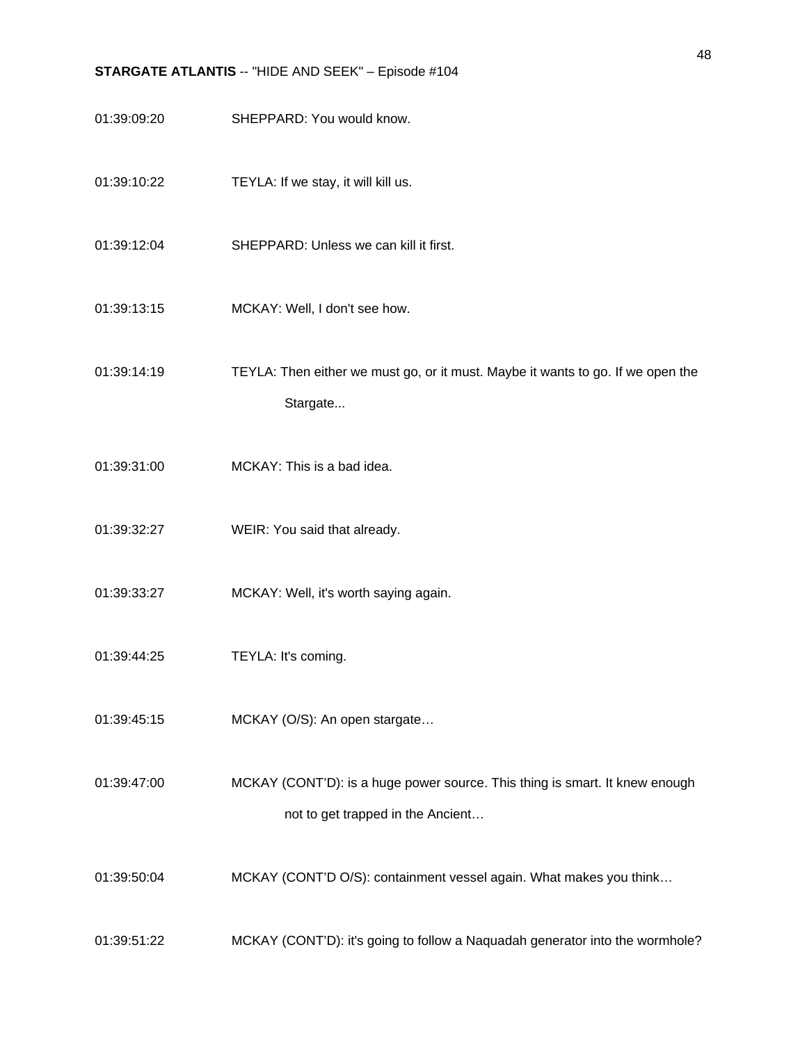01:39:09:20 SHEPPARD: You would know.

01:39:10:22 TEYLA: If we stay, it will kill us.

01:39:12:04 SHEPPARD: Unless we can kill it first.

01:39:13:15 MCKAY: Well, I don't see how.

01:39:14:19 TEYLA: Then either we must go, or it must. Maybe it wants to go. If we open the Stargate...

01:39:31:00 MCKAY: This is a bad idea.

01:39:32:27 WEIR: You said that already.

01:39:33:27 MCKAY: Well, it's worth saying again.

01:39:44:25 TEYLA: It's coming.

01:39:45:15 MCKAY (O/S): An open stargate…

01:39:47:00 MCKAY (CONT'D): is a huge power source. This thing is smart. It knew enough not to get trapped in the Ancient…

01:39:50:04 MCKAY (CONT'D O/S): containment vessel again. What makes you think…

01:39:51:22 MCKAY (CONT'D): it's going to follow a Naquadah generator into the wormhole?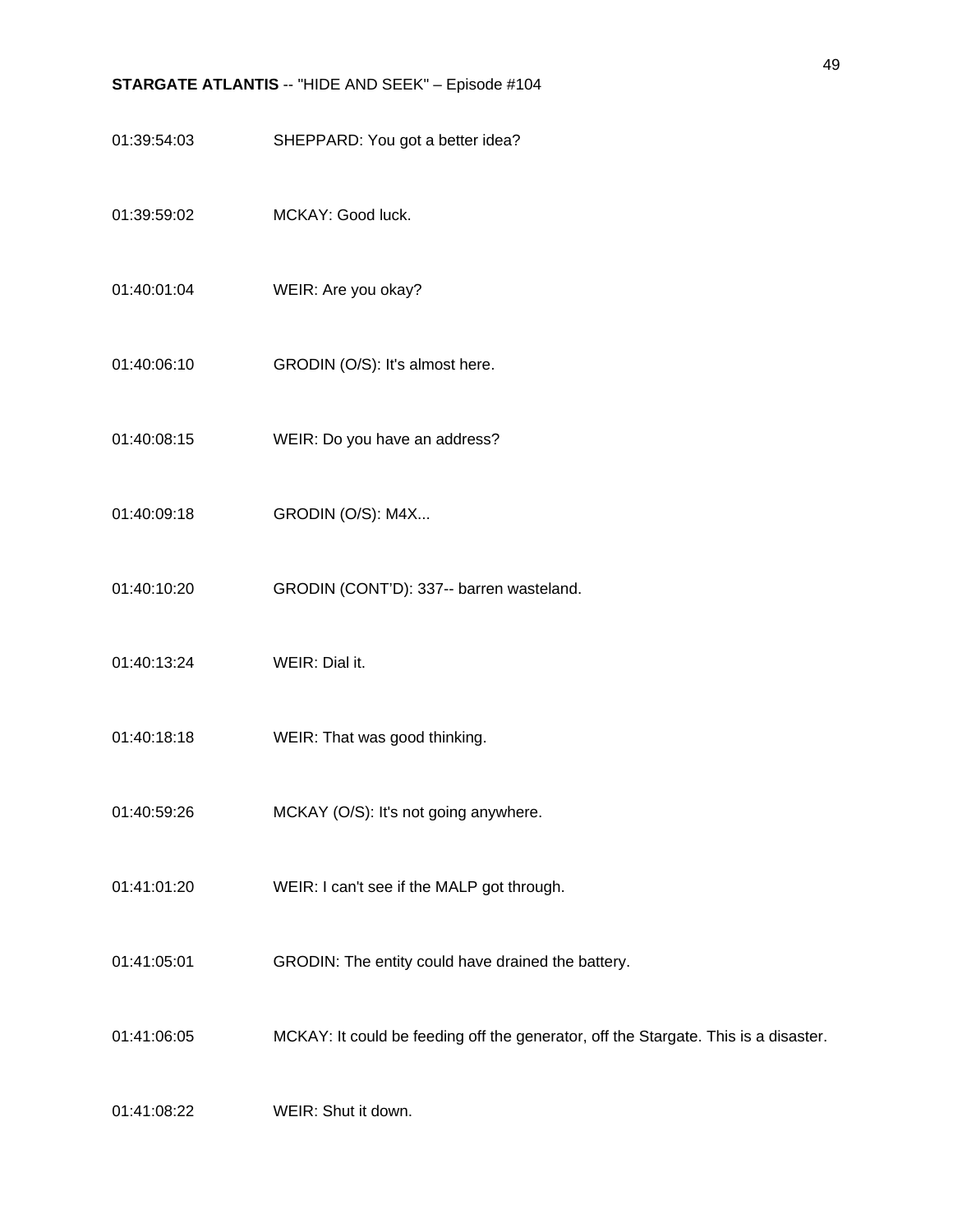| | |
|---|---|
| 01:39:54:03 | SHEPPARD: You got a better idea? |
| 01:39:59:02 | MCKAY: Good luck. |
| 01:40:01:04 | WEIR: Are you okay? |
| 01:40:06:10 | GRODIN (O/S): It's almost here. |
| 01:40:08:15 | WEIR: Do you have an address? |
| 01:40:09:18 | GRODIN (O/S): M4X... |
| 01:40:10:20 | GRODIN (CONT'D): 337-- barren wasteland. |
| 01:40:13:24 | WEIR: Dial it. |
| 01:40:18:18 | WEIR: That was good thinking. |
| 01:40:59:26 | MCKAY (O/S): It's not going anywhere. |
| 01:41:01:20 | WEIR: I can't see if the MALP got through. |
| 01:41:05:01 | GRODIN: The entity could have drained the battery. |
| 01:41:06:05 | MCKAY: It could be feeding off the generator, off the Stargate. This is a disaster. |
| 01:41:08:22 | WEIR: Shut it down. |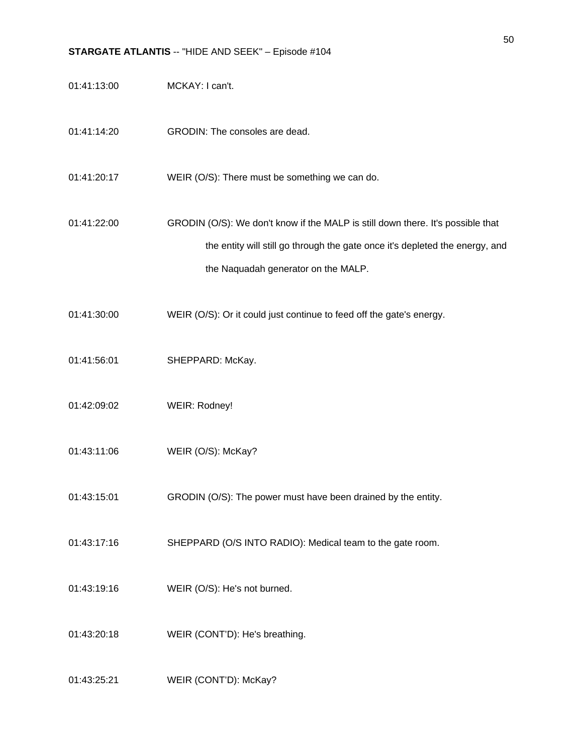01:41:13:00 MCKAY: I can't.

01:41:14:20 GRODIN: The consoles are dead.

01:41:20:17 WEIR (O/S): There must be something we can do.

01:41:22:00 GRODIN (O/S): We don't know if the MALP is still down there. It's possible that the entity will still go through the gate once it's depleted the energy, and the Naquadah generator on the MALP.

01:41:30:00 WEIR (O/S): Or it could just continue to feed off the gate's energy.

01:41:56:01 SHEPPARD: McKay.

01:42:09:02 WEIR: Rodney!

01:43:11:06 WEIR (O/S): McKay?

01:43:15:01 GRODIN (O/S): The power must have been drained by the entity.

01:43:17:16 SHEPPARD (O/S INTO RADIO): Medical team to the gate room.

01:43:19:16 WEIR (O/S): He's not burned.

01:43:20:18 WEIR (CONT'D): He's breathing.

01:43:25:21 WEIR (CONT'D): McKay?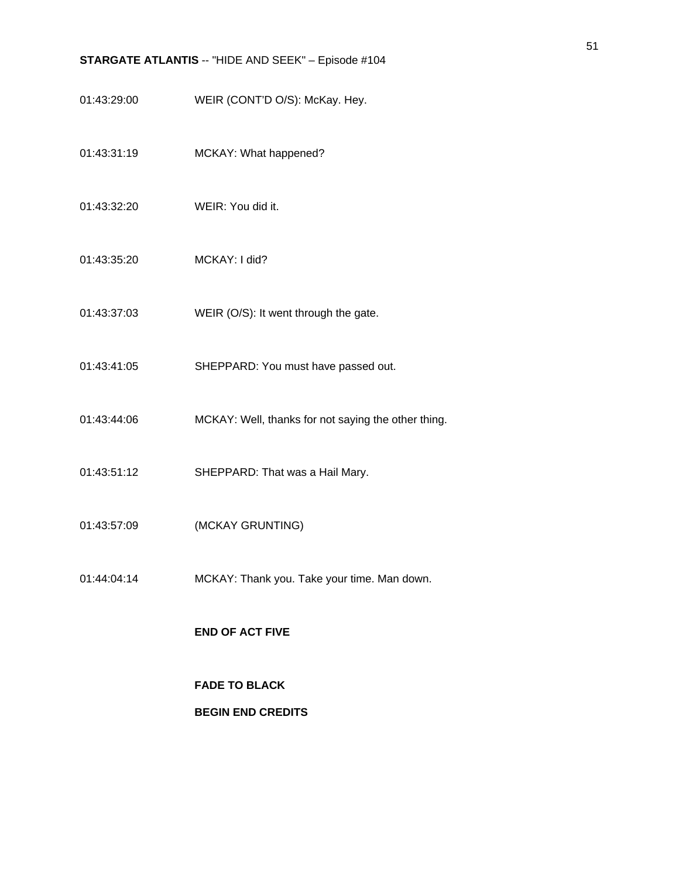01:43:29:00 WEIR (CONT'D O/S): McKay. Hey.

01:43:31:19 MCKAY: What happened?

01:43:32:20 WEIR: You did it.

01:43:35:20 MCKAY: I did?

01:43:37:03 WEIR (O/S): It went through the gate.

01:43:41:05 SHEPPARD: You must have passed out.

01:43:44:06 MCKAY: Well, thanks for not saying the other thing.

01:43:51:12 SHEPPARD: That was a Hail Mary.

01:43:57:09 (MCKAY GRUNTING)

01:44:04:14 MCKAY: Thank you. Take your time. Man down.

**END OF ACT FIVE**

**FADE TO BLACK**

**BEGIN END CREDITS**